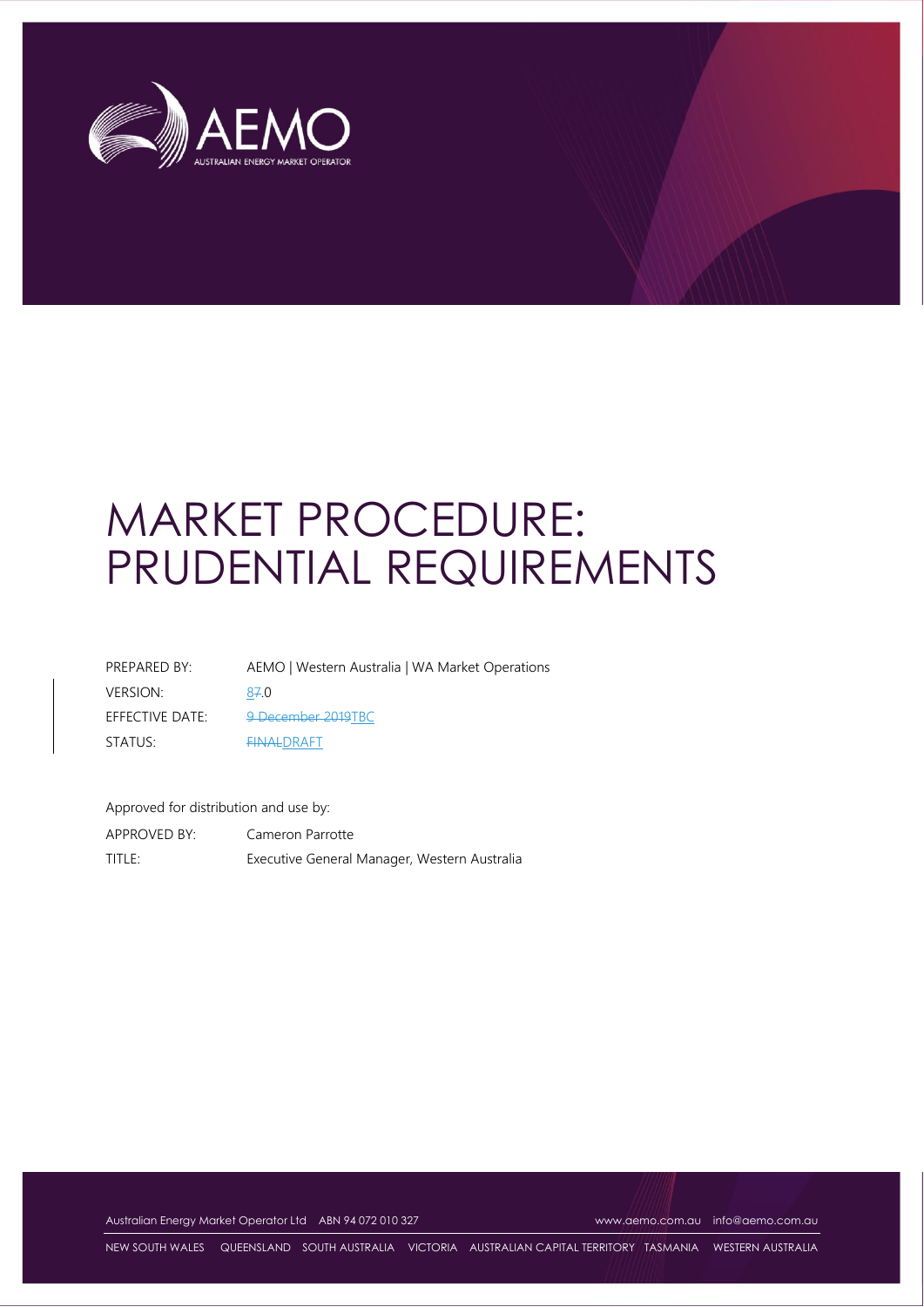# MARKET PROCEDURE: PRUDENTIAL REQUIREMENTS

| | |
|---|---|
| PREPARED BY: | AEMO \| Western Australia \| WA Market Operations |
| VERSION: | ~~7~~8.0 |
| EFFECTIVE DATE: | ~~9 December 2019~~TBC |
| STATUS: | ~~FINAL~~DRAFT |

Approved for distribution and use by:

| | |
|---|---|
| APPROVED BY: | Cameron Parrotte |
| TITLE: | Executive General Manager, Western Australia |

Australian Energy Market Operator Ltd ABN 94 072 010 327 www.aemo.com.au info@aemo.com.au

NEW SOUTH WALES QUEENSLAND SOUTH AUSTRALIA VICTORIA AUSTRALIAN CAPITAL TERRITORY TASMANIA WESTERN AUSTRALIA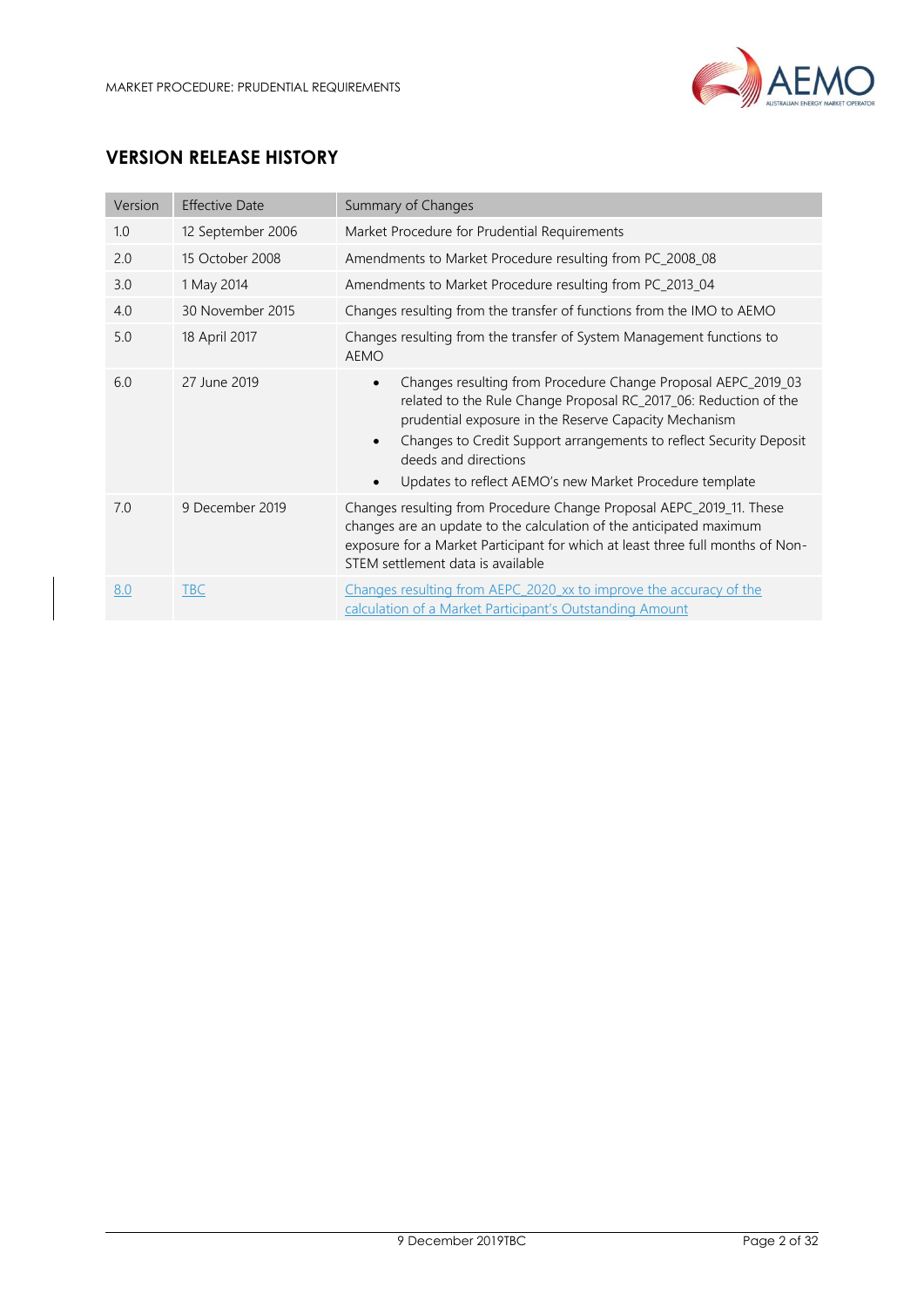## VERSION RELEASE HISTORY

| Version | Effective Date | Summary of Changes |
| --- | --- | --- |
| 1.0 | 12 September 2006 | Market Procedure for Prudential Requirements |
| 2.0 | 15 October 2008 | Amendments to Market Procedure resulting from PC_2008_08 |
| 3.0 | 1 May 2014 | Amendments to Market Procedure resulting from PC_2013_04 |
| 4.0 | 30 November 2015 | Changes resulting from the transfer of functions from the IMO to AEMO |
| 5.0 | 18 April 2017 | Changes resulting from the transfer of System Management functions to AEMO |
| 6.0 | 27 June 2019 | • Changes resulting from Procedure Change Proposal AEPC_2019_03 related to the Rule Change Proposal RC_2017_06: Reduction of the prudential exposure in the Reserve Capacity Mechanism<br>• Changes to Credit Support arrangements to reflect Security Deposit deeds and directions<br>• Updates to reflect AEMO's new Market Procedure template |
| 7.0 | 9 December 2019 | Changes resulting from Procedure Change Proposal AEPC_2019_11. These changes are an update to the calculation of the anticipated maximum exposure for a Market Participant for which at least three full months of Non-STEM settlement data is available |
| 8.0 | TBC | Changes resulting from AEPC_2020_xx to improve the accuracy of the calculation of a Market Participant's Outstanding Amount |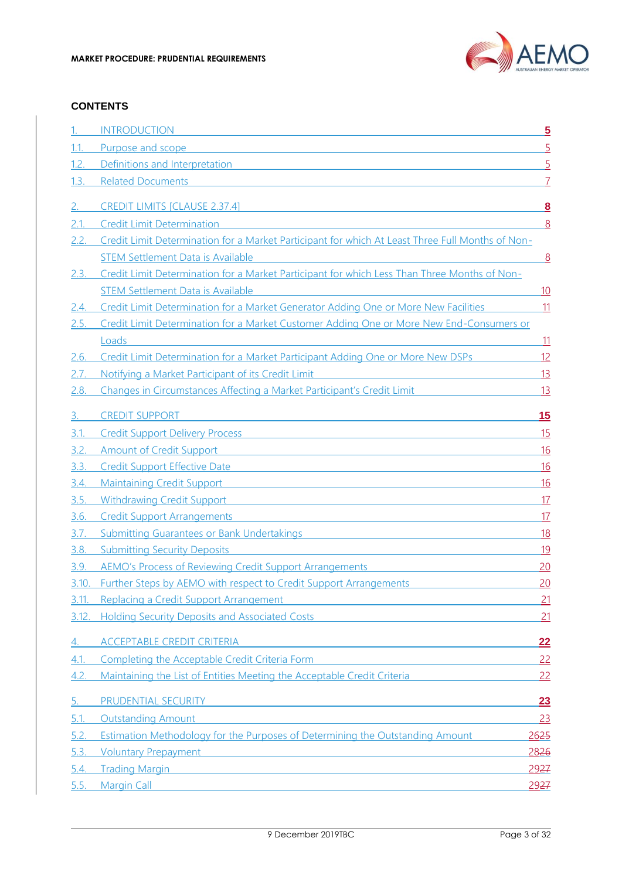## CONTENTS

| | | |
|---|---|---|
| 1. | INTRODUCTION | 5 |
| 1.1. | Purpose and scope | 5 |
| 1.2. | Definitions and Interpretation | 5 |
| 1.3. | Related Documents | 7 |
| 2. | CREDIT LIMITS [CLAUSE 2.37.4] | 8 |
| 2.1. | Credit Limit Determination | 8 |
| 2.2. | Credit Limit Determination for a Market Participant for which At Least Three Full Months of Non-STEM Settlement Data is Available | 8 |
| 2.3. | Credit Limit Determination for a Market Participant for which Less Than Three Months of Non-STEM Settlement Data is Available | 10 |
| 2.4. | Credit Limit Determination for a Market Generator Adding One or More New Facilities | 11 |
| 2.5. | Credit Limit Determination for a Market Customer Adding One or More New End-Consumers or Loads | 11 |
| 2.6. | Credit Limit Determination for a Market Participant Adding One or More New DSPs | 12 |
| 2.7. | Notifying a Market Participant of its Credit Limit | 13 |
| 2.8. | Changes in Circumstances Affecting a Market Participant's Credit Limit | 13 |
| 3. | CREDIT SUPPORT | 15 |
| 3.1. | Credit Support Delivery Process | 15 |
| 3.2. | Amount of Credit Support | 16 |
| 3.3. | Credit Support Effective Date | 16 |
| 3.4. | Maintaining Credit Support | 16 |
| 3.5. | Withdrawing Credit Support | 17 |
| 3.6. | Credit Support Arrangements | 17 |
| 3.7. | Submitting Guarantees or Bank Undertakings | 18 |
| 3.8. | Submitting Security Deposits | 19 |
| 3.9. | AEMO's Process of Reviewing Credit Support Arrangements | 20 |
| 3.10. | Further Steps by AEMO with respect to Credit Support Arrangements | 20 |
| 3.11. | Replacing a Credit Support Arrangement | 21 |
| 3.12. | Holding Security Deposits and Associated Costs | 21 |
| 4. | ACCEPTABLE CREDIT CRITERIA | 22 |
| 4.1. | Completing the Acceptable Credit Criteria Form | 22 |
| 4.2. | Maintaining the List of Entities Meeting the Acceptable Credit Criteria | 22 |
| 5. | PRUDENTIAL SECURITY | 23 |
| 5.1. | Outstanding Amount | 23 |
| 5.2. | Estimation Methodology for the Purposes of Determining the Outstanding Amount | 2625 |
| 5.3. | Voluntary Prepayment | 2826 |
| 5.4. | Trading Margin | 2927 |
| 5.5. | Margin Call | 2927 |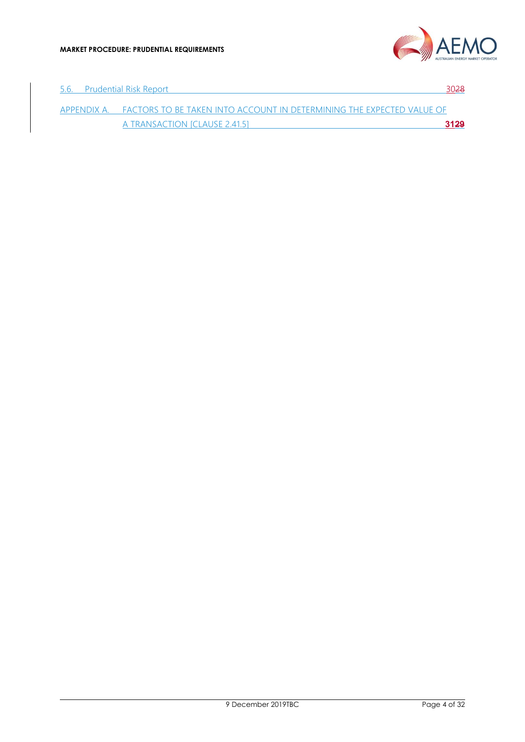5.6. Prudential Risk Report 3028

APPENDIX A. FACTORS TO BE TAKEN INTO ACCOUNT IN DETERMINING THE EXPECTED VALUE OF A TRANSACTION [CLAUSE 2.41.5] **3129**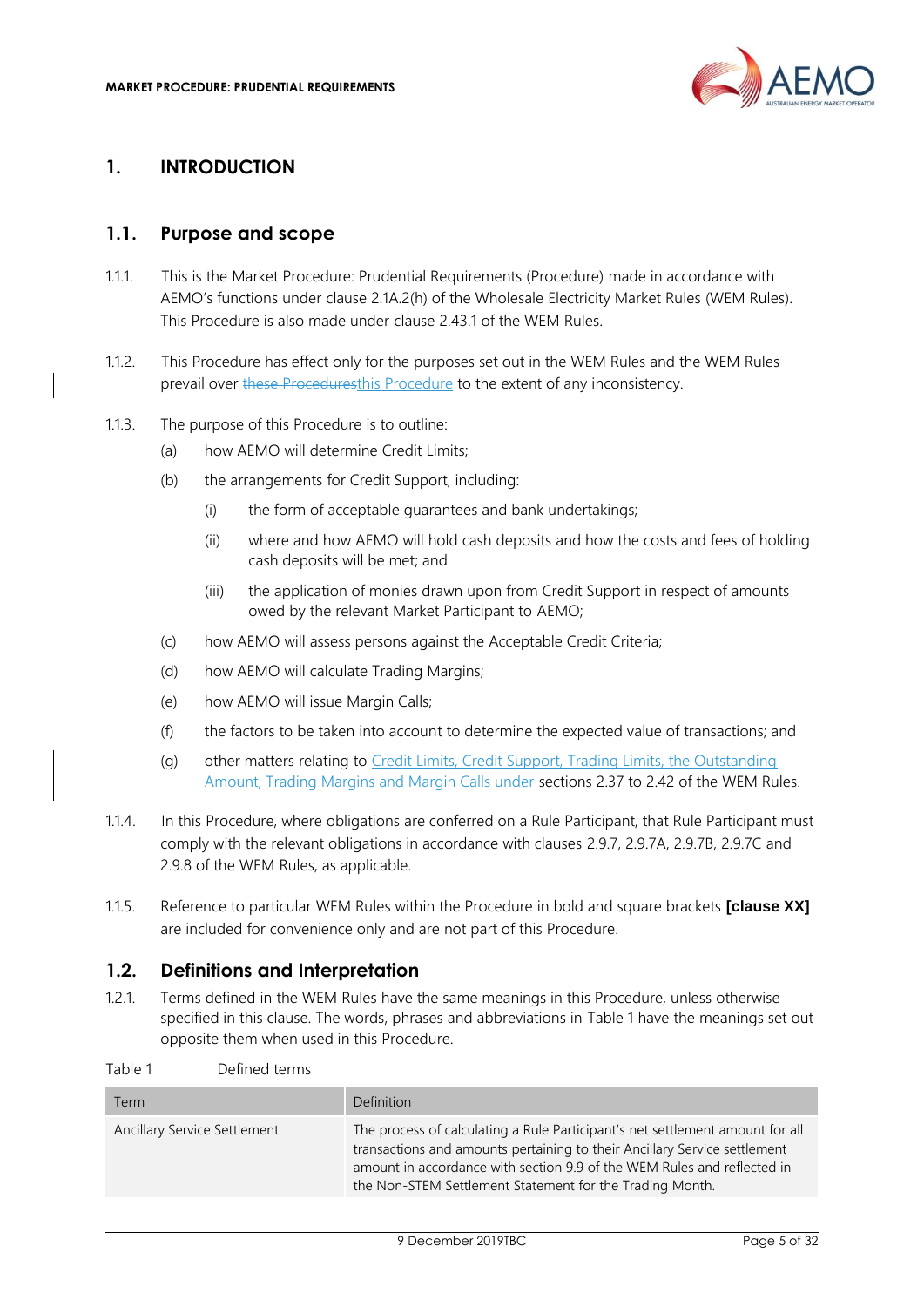# 1. INTRODUCTION

## 1.1. Purpose and scope

1.1.1. This is the Market Procedure: Prudential Requirements (Procedure) made in accordance with AEMO's functions under clause 2.1A.2(h) of the Wholesale Electricity Market Rules (WEM Rules). This Procedure is also made under clause 2.43.1 of the WEM Rules.

1.1.2. This Procedure has effect only for the purposes set out in the WEM Rules and the WEM Rules prevail over ~~these Procedures~~this Procedure to the extent of any inconsistency.

1.1.3. The purpose of this Procedure is to outline:

(a) how AEMO will determine Credit Limits;

(b) the arrangements for Credit Support, including:

(i) the form of acceptable guarantees and bank undertakings;

(ii) where and how AEMO will hold cash deposits and how the costs and fees of holding cash deposits will be met; and

(iii) the application of monies drawn upon from Credit Support in respect of amounts owed by the relevant Market Participant to AEMO;

(c) how AEMO will assess persons against the Acceptable Credit Criteria;

(d) how AEMO will calculate Trading Margins;

(e) how AEMO will issue Margin Calls;

(f) the factors to be taken into account to determine the expected value of transactions; and

(g) other matters relating to Credit Limits, Credit Support, Trading Limits, the Outstanding Amount, Trading Margins and Margin Calls under sections 2.37 to 2.42 of the WEM Rules.

1.1.4. In this Procedure, where obligations are conferred on a Rule Participant, that Rule Participant must comply with the relevant obligations in accordance with clauses 2.9.7, 2.9.7A, 2.9.7B, 2.9.7C and 2.9.8 of the WEM Rules, as applicable.

1.1.5. Reference to particular WEM Rules within the Procedure in bold and square brackets **[clause XX]** are included for convenience only and are not part of this Procedure.

## 1.2. Definitions and Interpretation

1.2.1. Terms defined in the WEM Rules have the same meanings in this Procedure, unless otherwise specified in this clause. The words, phrases and abbreviations in Table 1 have the meanings set out opposite them when used in this Procedure.

Table 1 Defined terms

| Term | Definition |
|---|---|
| Ancillary Service Settlement | The process of calculating a Rule Participant's net settlement amount for all transactions and amounts pertaining to their Ancillary Service settlement amount in accordance with section 9.9 of the WEM Rules and reflected in the Non-STEM Settlement Statement for the Trading Month. |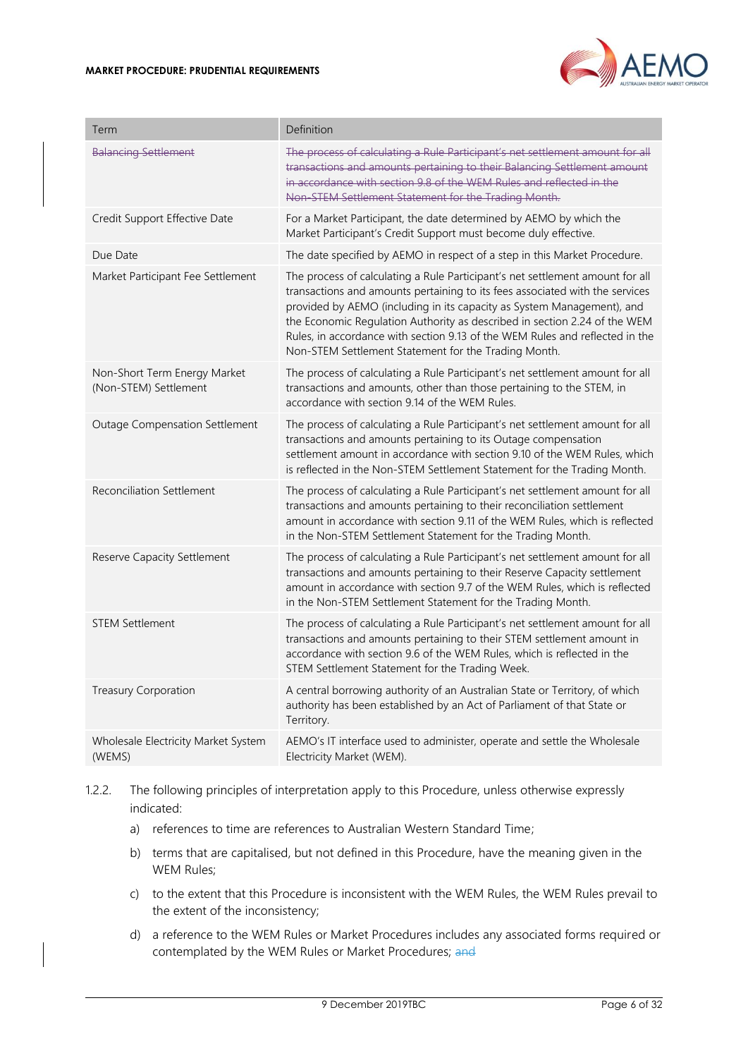| Term | Definition |
|---|---|
| ~~Balancing Settlement~~ | ~~The process of calculating a Rule Participant's net settlement amount for all transactions and amounts pertaining to their Balancing Settlement amount in accordance with section 9.8 of the WEM Rules and reflected in the Non-STEM Settlement Statement for the Trading Month.~~ |
| Credit Support Effective Date | For a Market Participant, the date determined by AEMO by which the Market Participant's Credit Support must become duly effective. |
| Due Date | The date specified by AEMO in respect of a step in this Market Procedure. |
| Market Participant Fee Settlement | The process of calculating a Rule Participant's net settlement amount for all transactions and amounts pertaining to its fees associated with the services provided by AEMO (including in its capacity as System Management), and the Economic Regulation Authority as described in section 2.24 of the WEM Rules, in accordance with section 9.13 of the WEM Rules and reflected in the Non-STEM Settlement Statement for the Trading Month. |
| Non-Short Term Energy Market (Non-STEM) Settlement | The process of calculating a Rule Participant's net settlement amount for all transactions and amounts, other than those pertaining to the STEM, in accordance with section 9.14 of the WEM Rules. |
| Outage Compensation Settlement | The process of calculating a Rule Participant's net settlement amount for all transactions and amounts pertaining to its Outage compensation settlement amount in accordance with section 9.10 of the WEM Rules, which is reflected in the Non-STEM Settlement Statement for the Trading Month. |
| Reconciliation Settlement | The process of calculating a Rule Participant's net settlement amount for all transactions and amounts pertaining to their reconciliation settlement amount in accordance with section 9.11 of the WEM Rules, which is reflected in the Non-STEM Settlement Statement for the Trading Month. |
| Reserve Capacity Settlement | The process of calculating a Rule Participant's net settlement amount for all transactions and amounts pertaining to their Reserve Capacity settlement amount in accordance with section 9.7 of the WEM Rules, which is reflected in the Non-STEM Settlement Statement for the Trading Month. |
| STEM Settlement | The process of calculating a Rule Participant's net settlement amount for all transactions and amounts pertaining to their STEM settlement amount in accordance with section 9.6 of the WEM Rules, which is reflected in the STEM Settlement Statement for the Trading Week. |
| Treasury Corporation | A central borrowing authority of an Australian State or Territory, of which authority has been established by an Act of Parliament of that State or Territory. |
| Wholesale Electricity Market System (WEMS) | AEMO's IT interface used to administer, operate and settle the Wholesale Electricity Market (WEM). |

1.2.2. The following principles of interpretation apply to this Procedure, unless otherwise expressly indicated:

a) references to time are references to Australian Western Standard Time;

b) terms that are capitalised, but not defined in this Procedure, have the meaning given in the WEM Rules;

c) to the extent that this Procedure is inconsistent with the WEM Rules, the WEM Rules prevail to the extent of the inconsistency;

d) a reference to the WEM Rules or Market Procedures includes any associated forms required or contemplated by the WEM Rules or Market Procedures; ~~and~~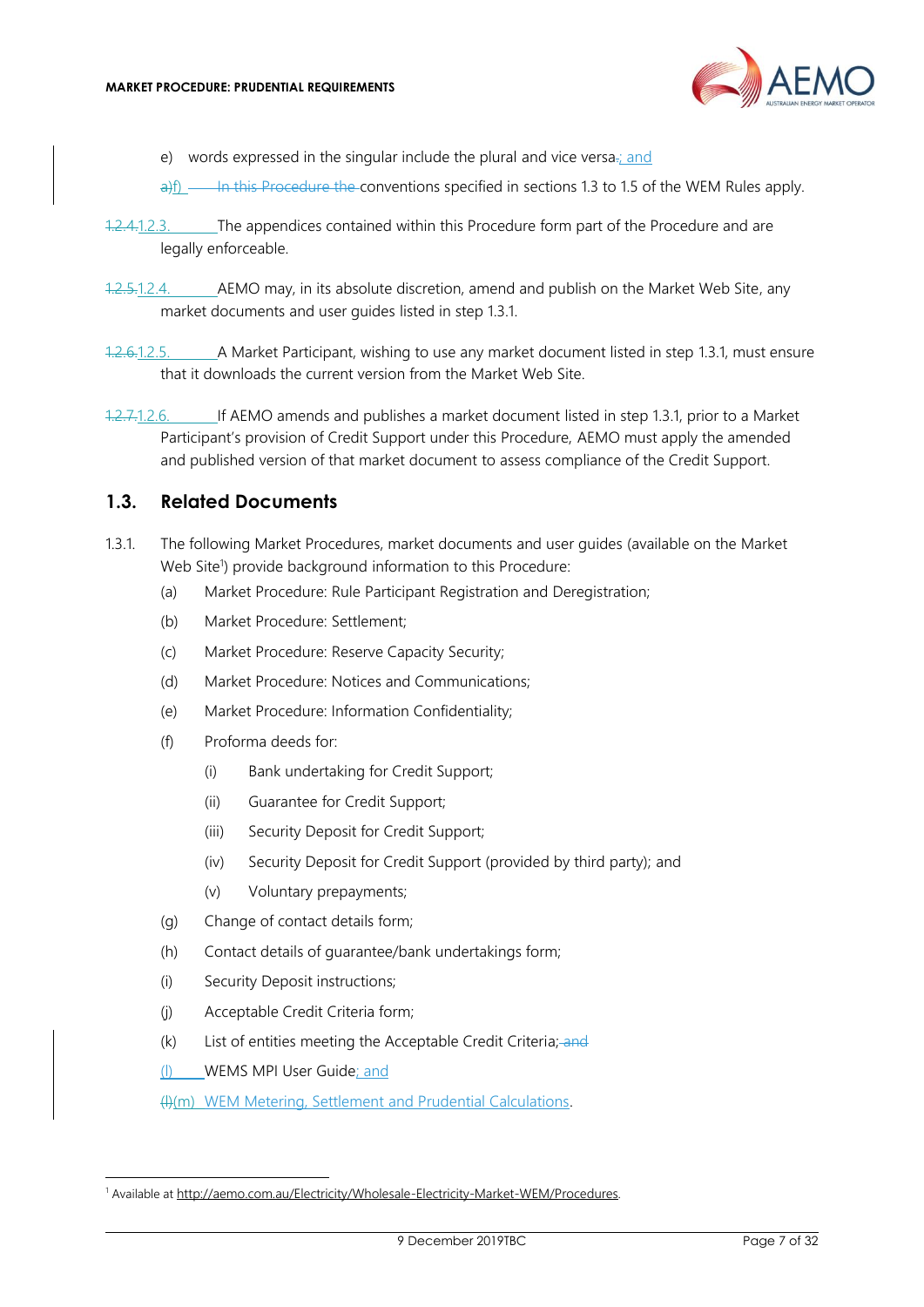e) words expressed in the singular include the plural and vice versa.; and

a)f) In this Procedure the conventions specified in sections 1.3 to 1.5 of the WEM Rules apply.

1.2.4.1.2.3. The appendices contained within this Procedure form part of the Procedure and are legally enforceable.

1.2.5.1.2.4. AEMO may, in its absolute discretion, amend and publish on the Market Web Site, any market documents and user guides listed in step 1.3.1.

1.2.6.1.2.5. A Market Participant, wishing to use any market document listed in step 1.3.1, must ensure that it downloads the current version from the Market Web Site.

1.2.7.1.2.6. If AEMO amends and publishes a market document listed in step 1.3.1, prior to a Market Participant's provision of Credit Support under this Procedure, AEMO must apply the amended and published version of that market document to assess compliance of the Credit Support.

## 1.3. Related Documents

1.3.1. The following Market Procedures, market documents and user guides (available on the Market Web Site[1]) provide background information to this Procedure:

(a) Market Procedure: Rule Participant Registration and Deregistration;

(b) Market Procedure: Settlement;

(c) Market Procedure: Reserve Capacity Security;

(d) Market Procedure: Notices and Communications;

(e) Market Procedure: Information Confidentiality;

(f) Proforma deeds for:

- (i) Bank undertaking for Credit Support;
- (ii) Guarantee for Credit Support;
- (iii) Security Deposit for Credit Support;
- (iv) Security Deposit for Credit Support (provided by third party); and
- (v) Voluntary prepayments;

(g) Change of contact details form;

(h) Contact details of guarantee/bank undertakings form;

(i) Security Deposit instructions;

(j) Acceptable Credit Criteria form;

(k) List of entities meeting the Acceptable Credit Criteria; and

(l) WEMS MPI User Guide; and

(l)(m) WEM Metering, Settlement and Prudential Calculations.

---

[1] Available at http://aemo.com.au/Electricity/Wholesale-Electricity-Market-WEM/Procedures.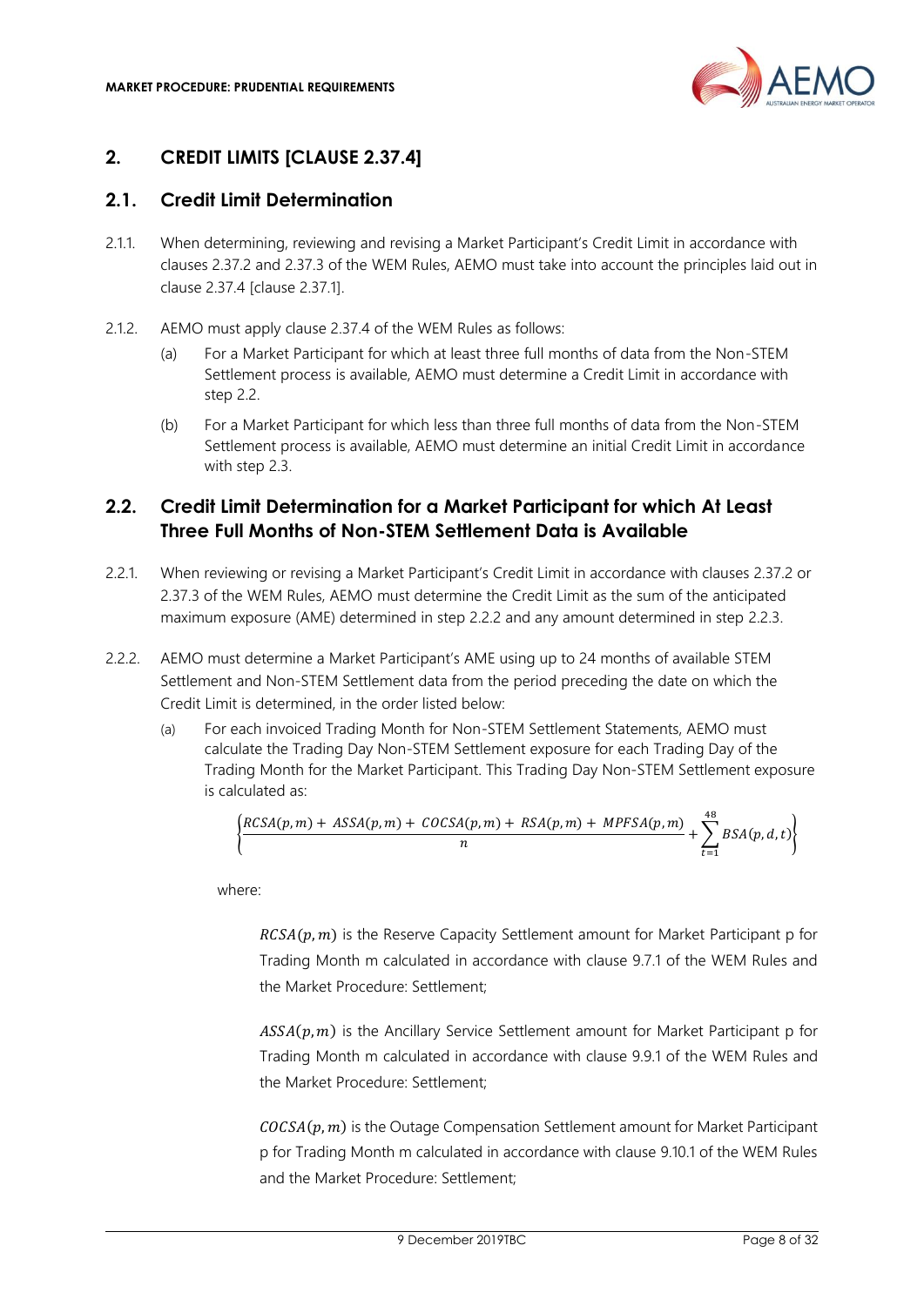## 2. CREDIT LIMITS [CLAUSE 2.37.4]

### 2.1. Credit Limit Determination

2.1.1. When determining, reviewing and revising a Market Participant's Credit Limit in accordance with clauses 2.37.2 and 2.37.3 of the WEM Rules, AEMO must take into account the principles laid out in clause 2.37.4 [clause 2.37.1].

2.1.2. AEMO must apply clause 2.37.4 of the WEM Rules as follows:

(a) For a Market Participant for which at least three full months of data from the Non-STEM Settlement process is available, AEMO must determine a Credit Limit in accordance with step 2.2.

(b) For a Market Participant for which less than three full months of data from the Non-STEM Settlement process is available, AEMO must determine an initial Credit Limit in accordance with step 2.3.

### 2.2. Credit Limit Determination for a Market Participant for which At Least Three Full Months of Non-STEM Settlement Data is Available

2.2.1. When reviewing or revising a Market Participant's Credit Limit in accordance with clauses 2.37.2 or 2.37.3 of the WEM Rules, AEMO must determine the Credit Limit as the sum of the anticipated maximum exposure (AME) determined in step 2.2.2 and any amount determined in step 2.2.3.

2.2.2. AEMO must determine a Market Participant's AME using up to 24 months of available STEM Settlement and Non-STEM Settlement data from the period preceding the date on which the Credit Limit is determined, in the order listed below:

(a) For each invoiced Trading Month for Non-STEM Settlement Statements, AEMO must calculate the Trading Day Non-STEM Settlement exposure for each Trading Day of the Trading Month for the Market Participant. This Trading Day Non-STEM Settlement exposure is calculated as:

$$\left\{\frac{RCSA(p,m) + ASSA(p,m) + COCSA(p,m) + RSA(p,m) + MPFSA(p,m)}{n} + \sum_{t=1}^{48} BSA(p,d,t)\right\}$$

where:

$RCSA(p,m)$ is the Reserve Capacity Settlement amount for Market Participant p for Trading Month m calculated in accordance with clause 9.7.1 of the WEM Rules and the Market Procedure: Settlement;

$ASSA(p,m)$ is the Ancillary Service Settlement amount for Market Participant p for Trading Month m calculated in accordance with clause 9.9.1 of the WEM Rules and the Market Procedure: Settlement;

$COCSA(p,m)$ is the Outage Compensation Settlement amount for Market Participant p for Trading Month m calculated in accordance with clause 9.10.1 of the WEM Rules and the Market Procedure: Settlement;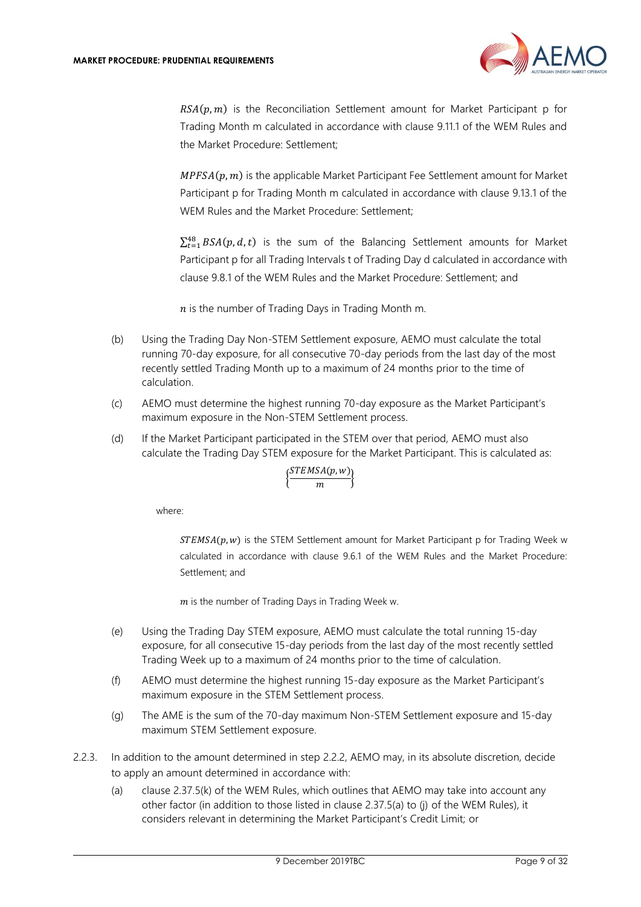$RSA(p, m)$ is the Reconciliation Settlement amount for Market Participant p for Trading Month m calculated in accordance with clause 9.11.1 of the WEM Rules and the Market Procedure: Settlement;

$MPFSA(p, m)$ is the applicable Market Participant Fee Settlement amount for Market Participant p for Trading Month m calculated in accordance with clause 9.13.1 of the WEM Rules and the Market Procedure: Settlement;

$\sum_{t=1}^{48} BSA(p, d, t)$ is the sum of the Balancing Settlement amounts for Market Participant p for all Trading Intervals t of Trading Day d calculated in accordance with clause 9.8.1 of the WEM Rules and the Market Procedure: Settlement; and

$n$ is the number of Trading Days in Trading Month m.

(b) Using the Trading Day Non-STEM Settlement exposure, AEMO must calculate the total running 70-day exposure, for all consecutive 70-day periods from the last day of the most recently settled Trading Month up to a maximum of 24 months prior to the time of calculation.

(c) AEMO must determine the highest running 70-day exposure as the Market Participant's maximum exposure in the Non-STEM Settlement process.

(d) If the Market Participant participated in the STEM over that period, AEMO must also calculate the Trading Day STEM exposure for the Market Participant. This is calculated as:

$$\left\{\frac{STEMSA(p, w)}{m}\right\}$$

where:

$STEMSA(p, w)$ is the STEM Settlement amount for Market Participant p for Trading Week w calculated in accordance with clause 9.6.1 of the WEM Rules and the Market Procedure: Settlement; and

$m$ is the number of Trading Days in Trading Week w.

(e) Using the Trading Day STEM exposure, AEMO must calculate the total running 15-day exposure, for all consecutive 15-day periods from the last day of the most recently settled Trading Week up to a maximum of 24 months prior to the time of calculation.

(f) AEMO must determine the highest running 15-day exposure as the Market Participant's maximum exposure in the STEM Settlement process.

(g) The AME is the sum of the 70-day maximum Non-STEM Settlement exposure and 15-day maximum STEM Settlement exposure.

2.2.3. In addition to the amount determined in step 2.2.2, AEMO may, in its absolute discretion, decide to apply an amount determined in accordance with:

(a) clause 2.37.5(k) of the WEM Rules, which outlines that AEMO may take into account any other factor (in addition to those listed in clause 2.37.5(a) to (j) of the WEM Rules), it considers relevant in determining the Market Participant's Credit Limit; or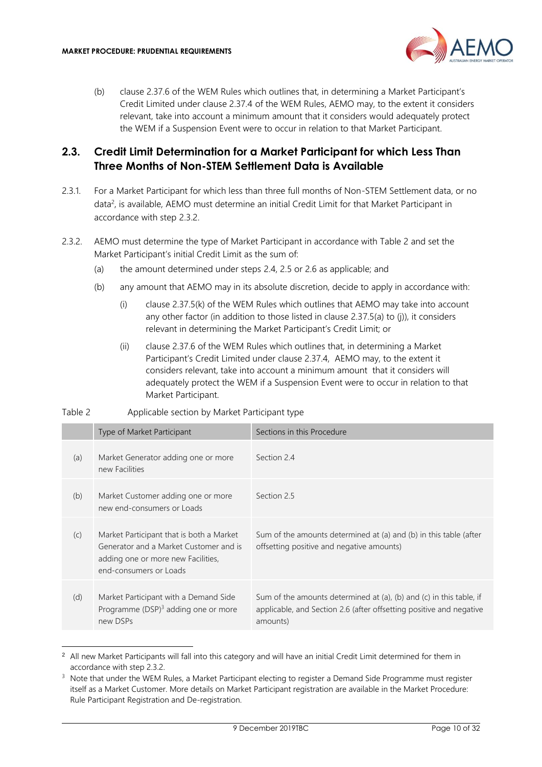(b) clause 2.37.6 of the WEM Rules which outlines that, in determining a Market Participant's Credit Limited under clause 2.37.4 of the WEM Rules, AEMO may, to the extent it considers relevant, take into account a minimum amount that it considers would adequately protect the WEM if a Suspension Event were to occur in relation to that Market Participant.

## 2.3. Credit Limit Determination for a Market Participant for which Less Than Three Months of Non-STEM Settlement Data is Available

2.3.1. For a Market Participant for which less than three full months of Non-STEM Settlement data, or no data[2], is available, AEMO must determine an initial Credit Limit for that Market Participant in accordance with step 2.3.2.

2.3.2. AEMO must determine the type of Market Participant in accordance with Table 2 and set the Market Participant's initial Credit Limit as the sum of:

(a) the amount determined under steps 2.4, 2.5 or 2.6 as applicable; and

(b) any amount that AEMO may in its absolute discretion, decide to apply in accordance with:

(i) clause 2.37.5(k) of the WEM Rules which outlines that AEMO may take into account any other factor (in addition to those listed in clause 2.37.5(a) to (j)), it considers relevant in determining the Market Participant's Credit Limit; or

(ii) clause 2.37.6 of the WEM Rules which outlines that, in determining a Market Participant's Credit Limited under clause 2.37.4, AEMO may, to the extent it considers relevant, take into account a minimum amount that it considers will adequately protect the WEM if a Suspension Event were to occur in relation to that Market Participant.

Table 2 Applicable section by Market Participant type

| | Type of Market Participant | Sections in this Procedure |
|---|---|---|
| (a) | Market Generator adding one or more new Facilities | Section 2.4 |
| (b) | Market Customer adding one or more new end-consumers or Loads | Section 2.5 |
| (c) | Market Participant that is both a Market Generator and a Market Customer and is adding one or more new Facilities, end-consumers or Loads | Sum of the amounts determined at (a) and (b) in this table (after offsetting positive and negative amounts) |
| (d) | Market Participant with a Demand Side Programme (DSP)[3] adding one or more new DSPs | Sum of the amounts determined at (a), (b) and (c) in this table, if applicable, and Section 2.6 (after offsetting positive and negative amounts) |

[2] All new Market Participants will fall into this category and will have an initial Credit Limit determined for them in accordance with step 2.3.2.

[3] Note that under the WEM Rules, a Market Participant electing to register a Demand Side Programme must register itself as a Market Customer. More details on Market Participant registration are available in the Market Procedure: Rule Participant Registration and De-registration.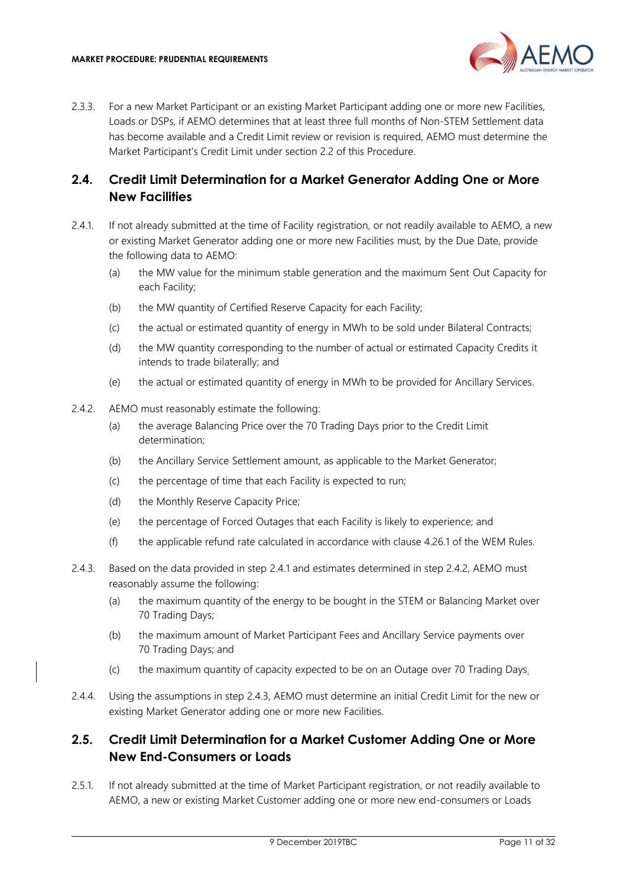2.3.3. For a new Market Participant or an existing Market Participant adding one or more new Facilities, Loads or DSPs, if AEMO determines that at least three full months of Non-STEM Settlement data has become available and a Credit Limit review or revision is required, AEMO must determine the Market Participant's Credit Limit under section 2.2 of this Procedure.

## 2.4. Credit Limit Determination for a Market Generator Adding One or More New Facilities

2.4.1. If not already submitted at the time of Facility registration, or not readily available to AEMO, a new or existing Market Generator adding one or more new Facilities must, by the Due Date, provide the following data to AEMO:

(a) the MW value for the minimum stable generation and the maximum Sent Out Capacity for each Facility;

(b) the MW quantity of Certified Reserve Capacity for each Facility;

(c) the actual or estimated quantity of energy in MWh to be sold under Bilateral Contracts;

(d) the MW quantity corresponding to the number of actual or estimated Capacity Credits it intends to trade bilaterally; and

(e) the actual or estimated quantity of energy in MWh to be provided for Ancillary Services.

2.4.2. AEMO must reasonably estimate the following:

(a) the average Balancing Price over the 70 Trading Days prior to the Credit Limit determination;

(b) the Ancillary Service Settlement amount, as applicable to the Market Generator;

(c) the percentage of time that each Facility is expected to run;

(d) the Monthly Reserve Capacity Price;

(e) the percentage of Forced Outages that each Facility is likely to experience; and

(f) the applicable refund rate calculated in accordance with clause 4.26.1 of the WEM Rules.

2.4.3. Based on the data provided in step 2.4.1 and estimates determined in step 2.4.2, AEMO must reasonably assume the following:

(a) the maximum quantity of the energy to be bought in the STEM or Balancing Market over 70 Trading Days;

(b) the maximum amount of Market Participant Fees and Ancillary Service payments over 70 Trading Days; and

(c) the maximum quantity of capacity expected to be on an Outage over 70 Trading Days.

2.4.4. Using the assumptions in step 2.4.3, AEMO must determine an initial Credit Limit for the new or existing Market Generator adding one or more new Facilities.

## 2.5. Credit Limit Determination for a Market Customer Adding One or More New End-Consumers or Loads

2.5.1. If not already submitted at the time of Market Participant registration, or not readily available to AEMO, a new or existing Market Customer adding one or more new end-consumers or Loads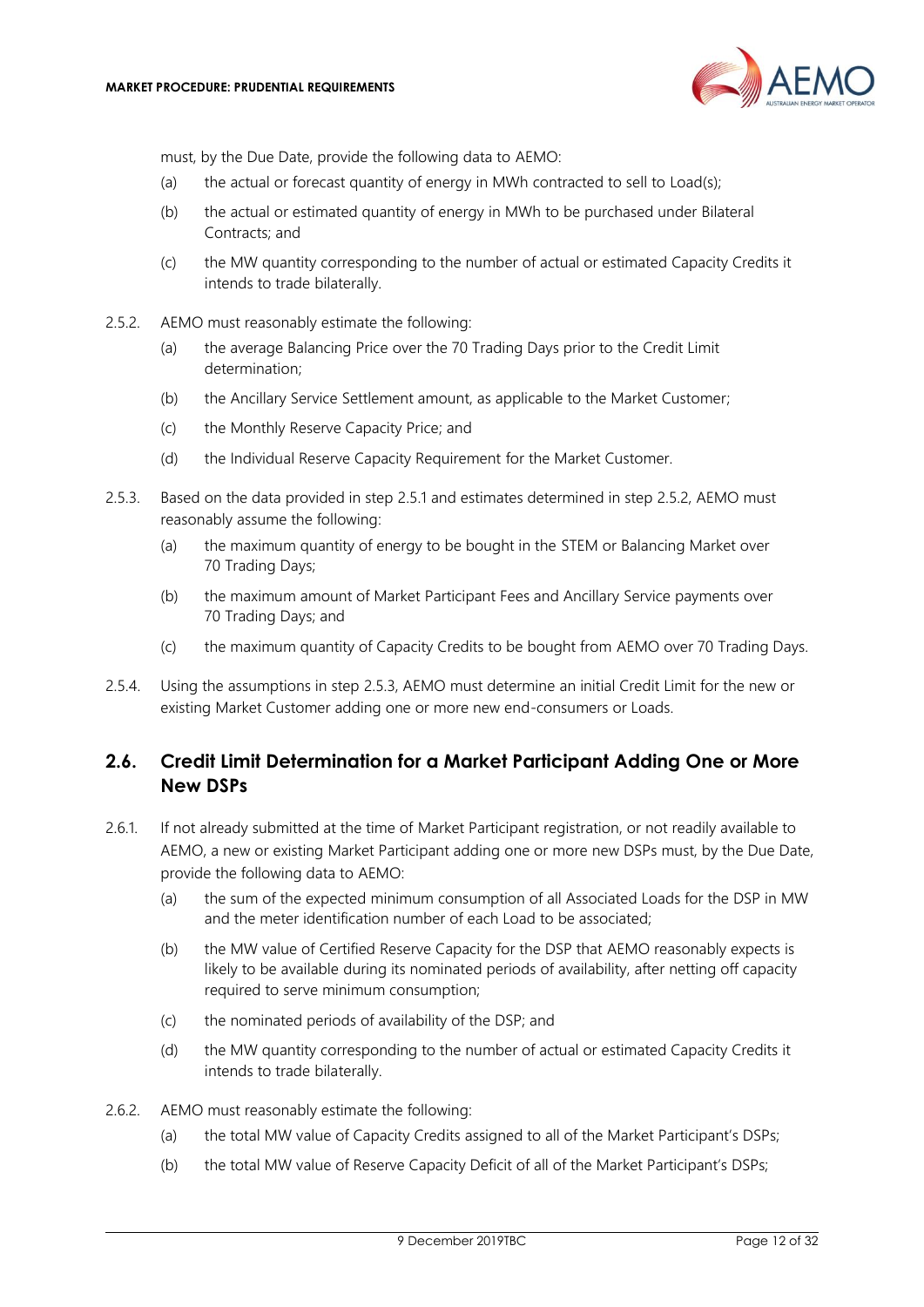must, by the Due Date, provide the following data to AEMO:

(a) the actual or forecast quantity of energy in MWh contracted to sell to Load(s);

(b) the actual or estimated quantity of energy in MWh to be purchased under Bilateral Contracts; and

(c) the MW quantity corresponding to the number of actual or estimated Capacity Credits it intends to trade bilaterally.

2.5.2. AEMO must reasonably estimate the following:

(a) the average Balancing Price over the 70 Trading Days prior to the Credit Limit determination;

(b) the Ancillary Service Settlement amount, as applicable to the Market Customer;

(c) the Monthly Reserve Capacity Price; and

(d) the Individual Reserve Capacity Requirement for the Market Customer.

2.5.3. Based on the data provided in step 2.5.1 and estimates determined in step 2.5.2, AEMO must reasonably assume the following:

(a) the maximum quantity of energy to be bought in the STEM or Balancing Market over 70 Trading Days;

(b) the maximum amount of Market Participant Fees and Ancillary Service payments over 70 Trading Days; and

(c) the maximum quantity of Capacity Credits to be bought from AEMO over 70 Trading Days.

2.5.4. Using the assumptions in step 2.5.3, AEMO must determine an initial Credit Limit for the new or existing Market Customer adding one or more new end-consumers or Loads.

## 2.6. Credit Limit Determination for a Market Participant Adding One or More New DSPs

2.6.1. If not already submitted at the time of Market Participant registration, or not readily available to AEMO, a new or existing Market Participant adding one or more new DSPs must, by the Due Date, provide the following data to AEMO:

(a) the sum of the expected minimum consumption of all Associated Loads for the DSP in MW and the meter identification number of each Load to be associated;

(b) the MW value of Certified Reserve Capacity for the DSP that AEMO reasonably expects is likely to be available during its nominated periods of availability, after netting off capacity required to serve minimum consumption;

(c) the nominated periods of availability of the DSP; and

(d) the MW quantity corresponding to the number of actual or estimated Capacity Credits it intends to trade bilaterally.

2.6.2. AEMO must reasonably estimate the following:

(a) the total MW value of Capacity Credits assigned to all of the Market Participant's DSPs;

(b) the total MW value of Reserve Capacity Deficit of all of the Market Participant's DSPs;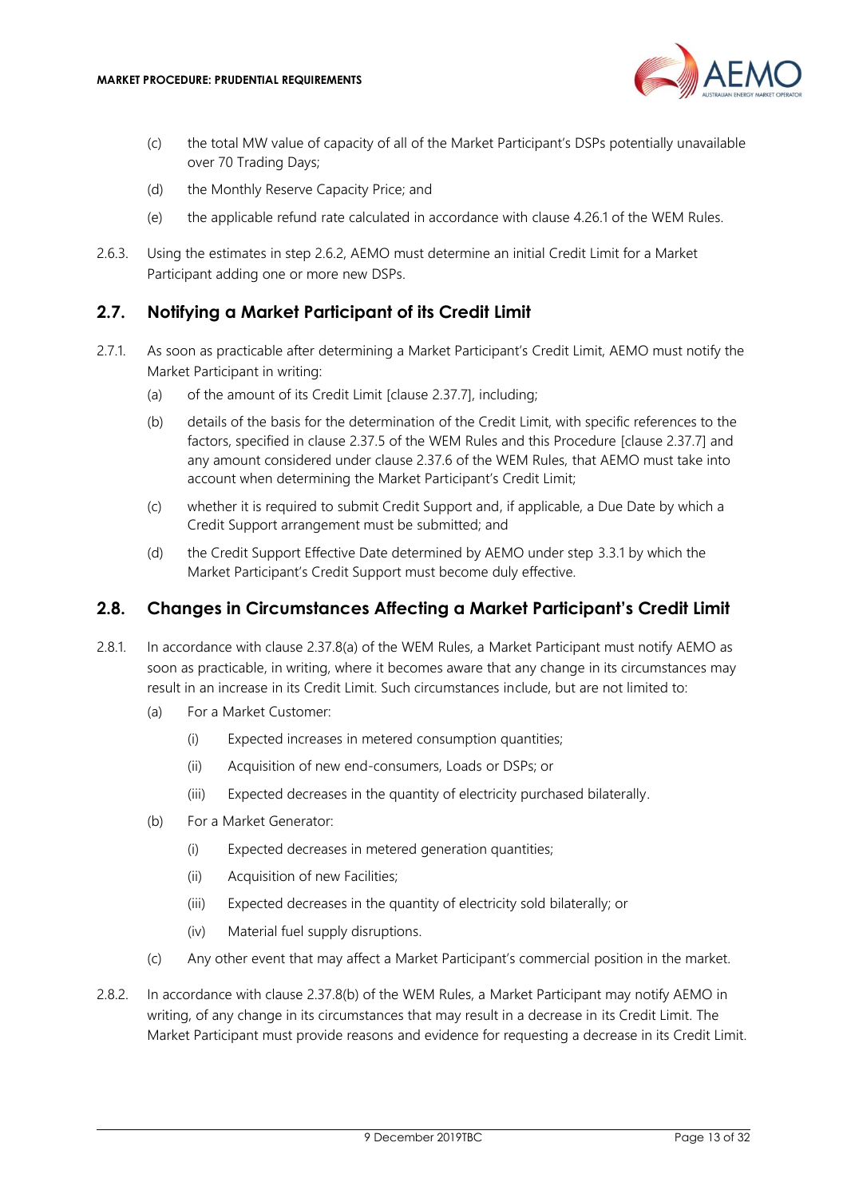(c) the total MW value of capacity of all of the Market Participant's DSPs potentially unavailable over 70 Trading Days;

(d) the Monthly Reserve Capacity Price; and

(e) the applicable refund rate calculated in accordance with clause 4.26.1 of the WEM Rules.

2.6.3. Using the estimates in step 2.6.2, AEMO must determine an initial Credit Limit for a Market Participant adding one or more new DSPs.

## 2.7. Notifying a Market Participant of its Credit Limit

2.7.1. As soon as practicable after determining a Market Participant's Credit Limit, AEMO must notify the Market Participant in writing:

(a) of the amount of its Credit Limit [clause 2.37.7], including;

(b) details of the basis for the determination of the Credit Limit, with specific references to the factors, specified in clause 2.37.5 of the WEM Rules and this Procedure [clause 2.37.7] and any amount considered under clause 2.37.6 of the WEM Rules, that AEMO must take into account when determining the Market Participant's Credit Limit;

(c) whether it is required to submit Credit Support and, if applicable, a Due Date by which a Credit Support arrangement must be submitted; and

(d) the Credit Support Effective Date determined by AEMO under step 3.3.1 by which the Market Participant's Credit Support must become duly effective.

## 2.8. Changes in Circumstances Affecting a Market Participant's Credit Limit

2.8.1. In accordance with clause 2.37.8(a) of the WEM Rules, a Market Participant must notify AEMO as soon as practicable, in writing, where it becomes aware that any change in its circumstances may result in an increase in its Credit Limit. Such circumstances include, but are not limited to:

(a) For a Market Customer:

(i) Expected increases in metered consumption quantities;

(ii) Acquisition of new end-consumers, Loads or DSPs; or

(iii) Expected decreases in the quantity of electricity purchased bilaterally.

(b) For a Market Generator:

(i) Expected decreases in metered generation quantities;

(ii) Acquisition of new Facilities;

(iii) Expected decreases in the quantity of electricity sold bilaterally; or

(iv) Material fuel supply disruptions.

(c) Any other event that may affect a Market Participant's commercial position in the market.

2.8.2. In accordance with clause 2.37.8(b) of the WEM Rules, a Market Participant may notify AEMO in writing, of any change in its circumstances that may result in a decrease in its Credit Limit. The Market Participant must provide reasons and evidence for requesting a decrease in its Credit Limit.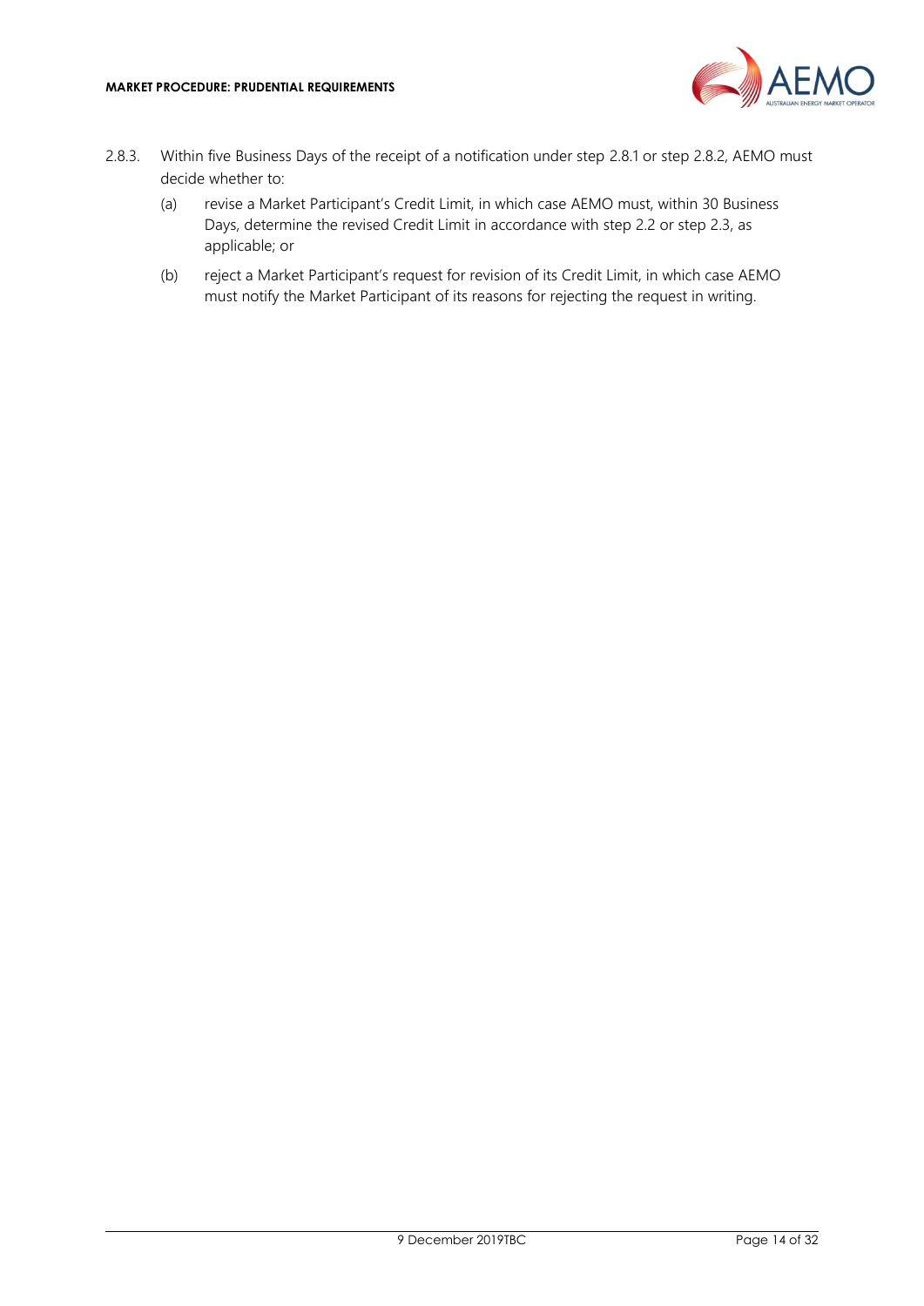2.8.3. Within five Business Days of the receipt of a notification under step 2.8.1 or step 2.8.2, AEMO must decide whether to:

(a) revise a Market Participant's Credit Limit, in which case AEMO must, within 30 Business Days, determine the revised Credit Limit in accordance with step 2.2 or step 2.3, as applicable; or

(b) reject a Market Participant's request for revision of its Credit Limit, in which case AEMO must notify the Market Participant of its reasons for rejecting the request in writing.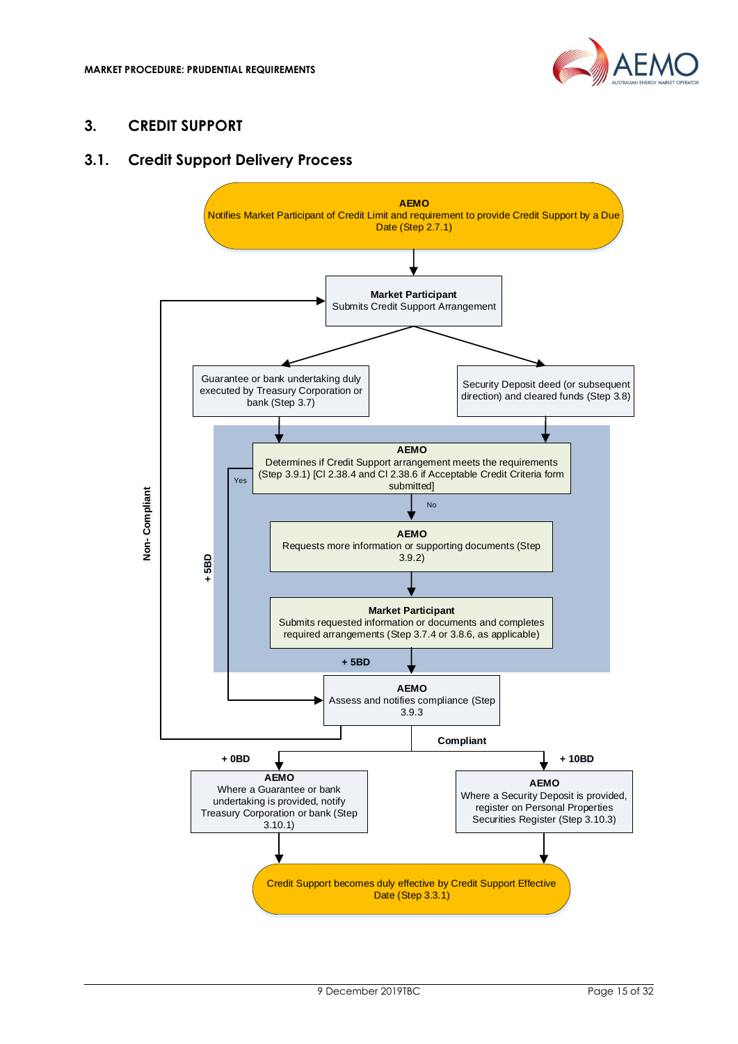# 3. CREDIT SUPPORT

## 3.1. Credit Support Delivery Process

**AEMO**
Notifies Market Participant of Credit Limit and requirement to provide Credit Support by a Due Date (Step 2.7.1)

**Market Participant**
Submits Credit Support Arrangement

Guarantee or bank undertaking duly executed by Treasury Corporation or bank (Step 3.7)

Security Deposit deed (or subsequent direction) and cleared funds (Step 3.8)

**AEMO**
Determines if Credit Support arrangement meets the requirements (Step 3.9.1) [Cl 2.38.4 and Cl 2.38.6 if Acceptable Credit Criteria form submitted]

Yes

No

**AEMO**
Requests more information or supporting documents (Step 3.9.2)

**Market Participant**
Submits requested information or documents and completes required arrangements (Step 3.7.4 or 3.8.6, as applicable)

+ 5BD

+ 5BD

Non- Compliant

**AEMO**
Assess and notifies compliance (Step 3.9.3

Compliant

+ 0BD

+ 10BD

**AEMO**
Where a Guarantee or bank undertaking is provided, notify Treasury Corporation or bank (Step 3.10.1)

**AEMO**
Where a Security Deposit is provided, register on Personal Properties Securities Register (Step 3.10.3)

Credit Support becomes duly effective by Credit Support Effective Date (Step 3.3.1)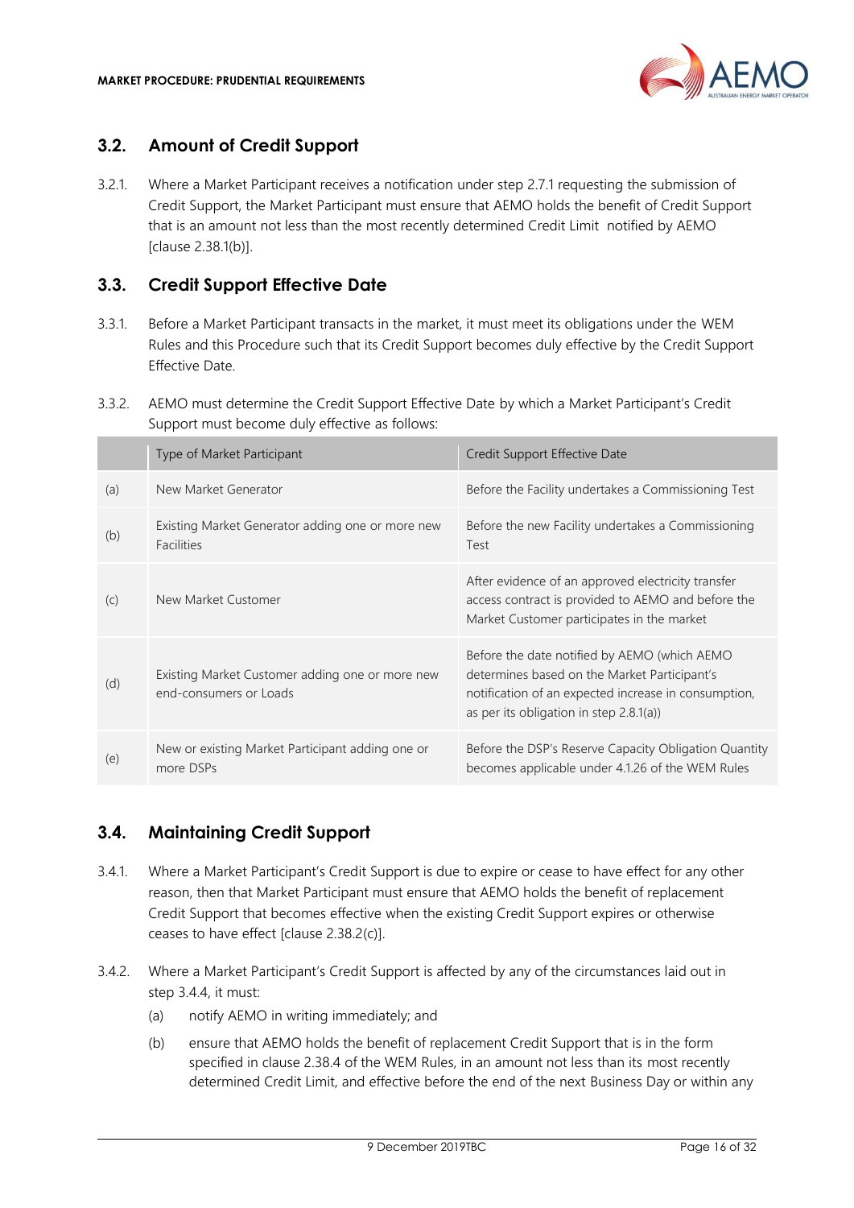## 3.2. Amount of Credit Support

3.2.1. Where a Market Participant receives a notification under step 2.7.1 requesting the submission of Credit Support, the Market Participant must ensure that AEMO holds the benefit of Credit Support that is an amount not less than the most recently determined Credit Limit notified by AEMO [clause 2.38.1(b)].

## 3.3. Credit Support Effective Date

3.3.1. Before a Market Participant transacts in the market, it must meet its obligations under the WEM Rules and this Procedure such that its Credit Support becomes duly effective by the Credit Support Effective Date.

3.3.2. AEMO must determine the Credit Support Effective Date by which a Market Participant's Credit Support must become duly effective as follows:

| | Type of Market Participant | Credit Support Effective Date |
|---|---|---|
| (a) | New Market Generator | Before the Facility undertakes a Commissioning Test |
| (b) | Existing Market Generator adding one or more new Facilities | Before the new Facility undertakes a Commissioning Test |
| (c) | New Market Customer | After evidence of an approved electricity transfer access contract is provided to AEMO and before the Market Customer participates in the market |
| (d) | Existing Market Customer adding one or more new end-consumers or Loads | Before the date notified by AEMO (which AEMO determines based on the Market Participant's notification of an expected increase in consumption, as per its obligation in step 2.8.1(a)) |
| (e) | New or existing Market Participant adding one or more DSPs | Before the DSP's Reserve Capacity Obligation Quantity becomes applicable under 4.1.26 of the WEM Rules |

## 3.4. Maintaining Credit Support

3.4.1. Where a Market Participant's Credit Support is due to expire or cease to have effect for any other reason, then that Market Participant must ensure that AEMO holds the benefit of replacement Credit Support that becomes effective when the existing Credit Support expires or otherwise ceases to have effect [clause 2.38.2(c)].

3.4.2. Where a Market Participant's Credit Support is affected by any of the circumstances laid out in step 3.4.4, it must:

(a) notify AEMO in writing immediately; and

(b) ensure that AEMO holds the benefit of replacement Credit Support that is in the form specified in clause 2.38.4 of the WEM Rules, in an amount not less than its most recently determined Credit Limit, and effective before the end of the next Business Day or within any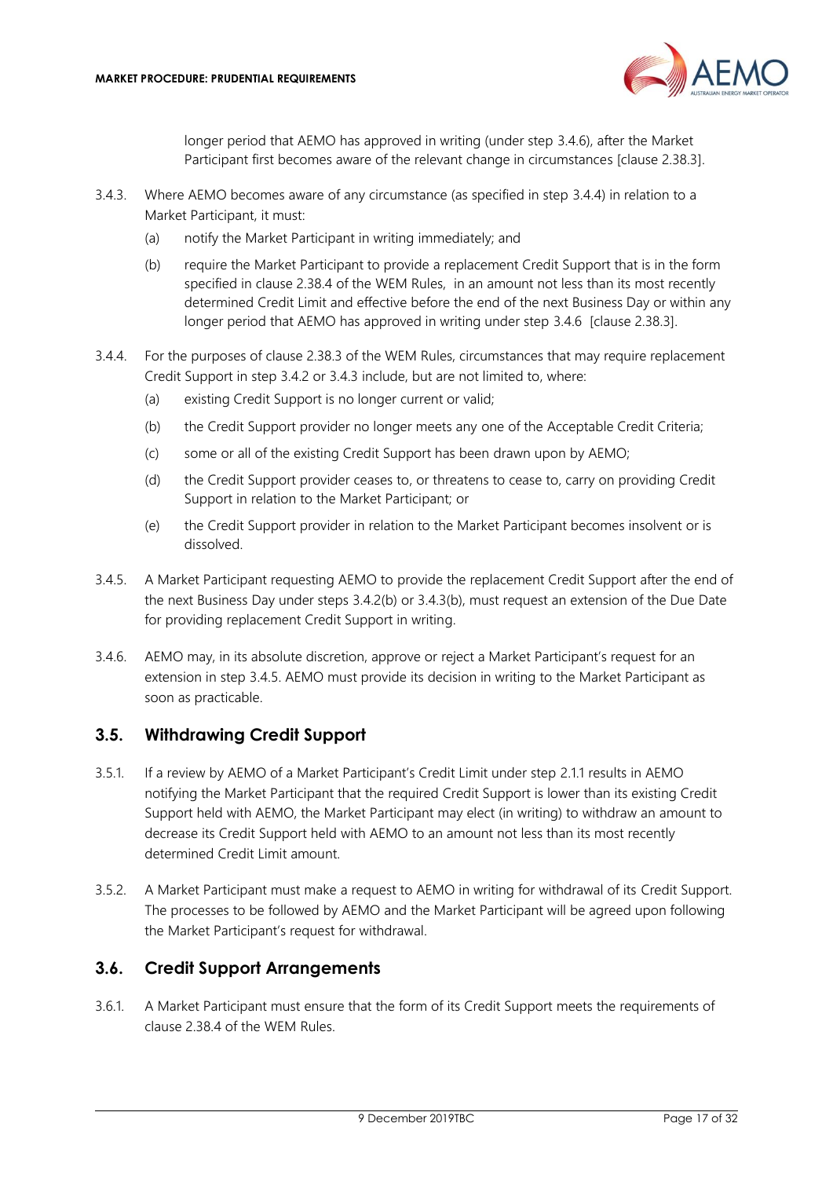longer period that AEMO has approved in writing (under step 3.4.6), after the Market Participant first becomes aware of the relevant change in circumstances [clause 2.38.3].

3.4.3. Where AEMO becomes aware of any circumstance (as specified in step 3.4.4) in relation to a Market Participant, it must:

(a) notify the Market Participant in writing immediately; and

(b) require the Market Participant to provide a replacement Credit Support that is in the form specified in clause 2.38.4 of the WEM Rules, in an amount not less than its most recently determined Credit Limit and effective before the end of the next Business Day or within any longer period that AEMO has approved in writing under step 3.4.6 [clause 2.38.3].

3.4.4. For the purposes of clause 2.38.3 of the WEM Rules, circumstances that may require replacement Credit Support in step 3.4.2 or 3.4.3 include, but are not limited to, where:

(a) existing Credit Support is no longer current or valid;

(b) the Credit Support provider no longer meets any one of the Acceptable Credit Criteria;

(c) some or all of the existing Credit Support has been drawn upon by AEMO;

(d) the Credit Support provider ceases to, or threatens to cease to, carry on providing Credit Support in relation to the Market Participant; or

(e) the Credit Support provider in relation to the Market Participant becomes insolvent or is dissolved.

3.4.5. A Market Participant requesting AEMO to provide the replacement Credit Support after the end of the next Business Day under steps 3.4.2(b) or 3.4.3(b), must request an extension of the Due Date for providing replacement Credit Support in writing.

3.4.6. AEMO may, in its absolute discretion, approve or reject a Market Participant's request for an extension in step 3.4.5. AEMO must provide its decision in writing to the Market Participant as soon as practicable.

## 3.5. Withdrawing Credit Support

3.5.1. If a review by AEMO of a Market Participant's Credit Limit under step 2.1.1 results in AEMO notifying the Market Participant that the required Credit Support is lower than its existing Credit Support held with AEMO, the Market Participant may elect (in writing) to withdraw an amount to decrease its Credit Support held with AEMO to an amount not less than its most recently determined Credit Limit amount.

3.5.2. A Market Participant must make a request to AEMO in writing for withdrawal of its Credit Support. The processes to be followed by AEMO and the Market Participant will be agreed upon following the Market Participant's request for withdrawal.

## 3.6. Credit Support Arrangements

3.6.1. A Market Participant must ensure that the form of its Credit Support meets the requirements of clause 2.38.4 of the WEM Rules.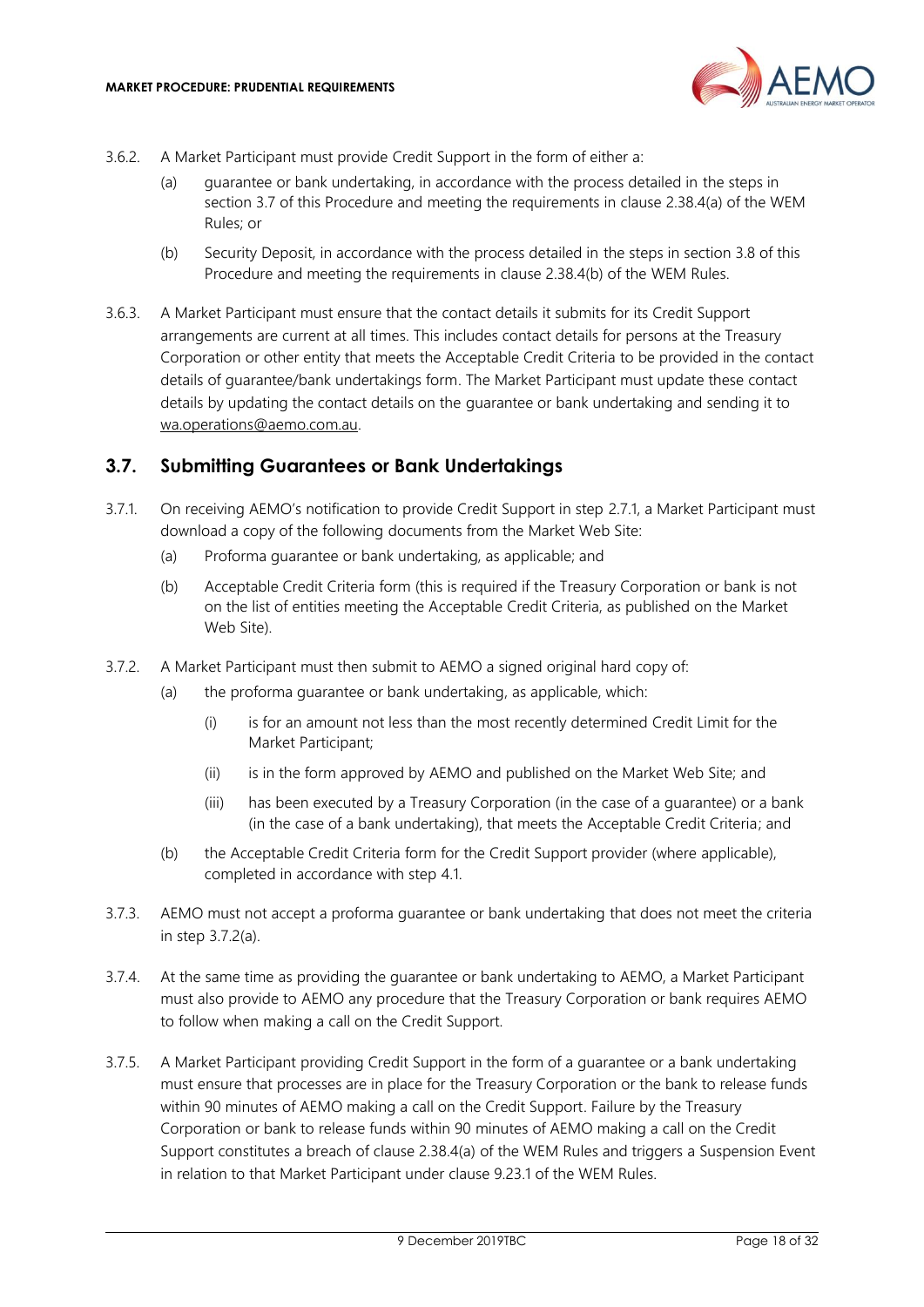3.6.2. A Market Participant must provide Credit Support in the form of either a:

(a) guarantee or bank undertaking, in accordance with the process detailed in the steps in section 3.7 of this Procedure and meeting the requirements in clause 2.38.4(a) of the WEM Rules; or

(b) Security Deposit, in accordance with the process detailed in the steps in section 3.8 of this Procedure and meeting the requirements in clause 2.38.4(b) of the WEM Rules.

3.6.3. A Market Participant must ensure that the contact details it submits for its Credit Support arrangements are current at all times. This includes contact details for persons at the Treasury Corporation or other entity that meets the Acceptable Credit Criteria to be provided in the contact details of guarantee/bank undertakings form. The Market Participant must update these contact details by updating the contact details on the guarantee or bank undertaking and sending it to wa.operations@aemo.com.au.

## 3.7. Submitting Guarantees or Bank Undertakings

3.7.1. On receiving AEMO's notification to provide Credit Support in step 2.7.1, a Market Participant must download a copy of the following documents from the Market Web Site:

(a) Proforma guarantee or bank undertaking, as applicable; and

(b) Acceptable Credit Criteria form (this is required if the Treasury Corporation or bank is not on the list of entities meeting the Acceptable Credit Criteria, as published on the Market Web Site).

3.7.2. A Market Participant must then submit to AEMO a signed original hard copy of:

(a) the proforma guarantee or bank undertaking, as applicable, which:

(i) is for an amount not less than the most recently determined Credit Limit for the Market Participant;

(ii) is in the form approved by AEMO and published on the Market Web Site; and

(iii) has been executed by a Treasury Corporation (in the case of a guarantee) or a bank (in the case of a bank undertaking), that meets the Acceptable Credit Criteria; and

(b) the Acceptable Credit Criteria form for the Credit Support provider (where applicable), completed in accordance with step 4.1.

3.7.3. AEMO must not accept a proforma guarantee or bank undertaking that does not meet the criteria in step 3.7.2(a).

3.7.4. At the same time as providing the guarantee or bank undertaking to AEMO, a Market Participant must also provide to AEMO any procedure that the Treasury Corporation or bank requires AEMO to follow when making a call on the Credit Support.

3.7.5. A Market Participant providing Credit Support in the form of a guarantee or a bank undertaking must ensure that processes are in place for the Treasury Corporation or the bank to release funds within 90 minutes of AEMO making a call on the Credit Support. Failure by the Treasury Corporation or bank to release funds within 90 minutes of AEMO making a call on the Credit Support constitutes a breach of clause 2.38.4(a) of the WEM Rules and triggers a Suspension Event in relation to that Market Participant under clause 9.23.1 of the WEM Rules.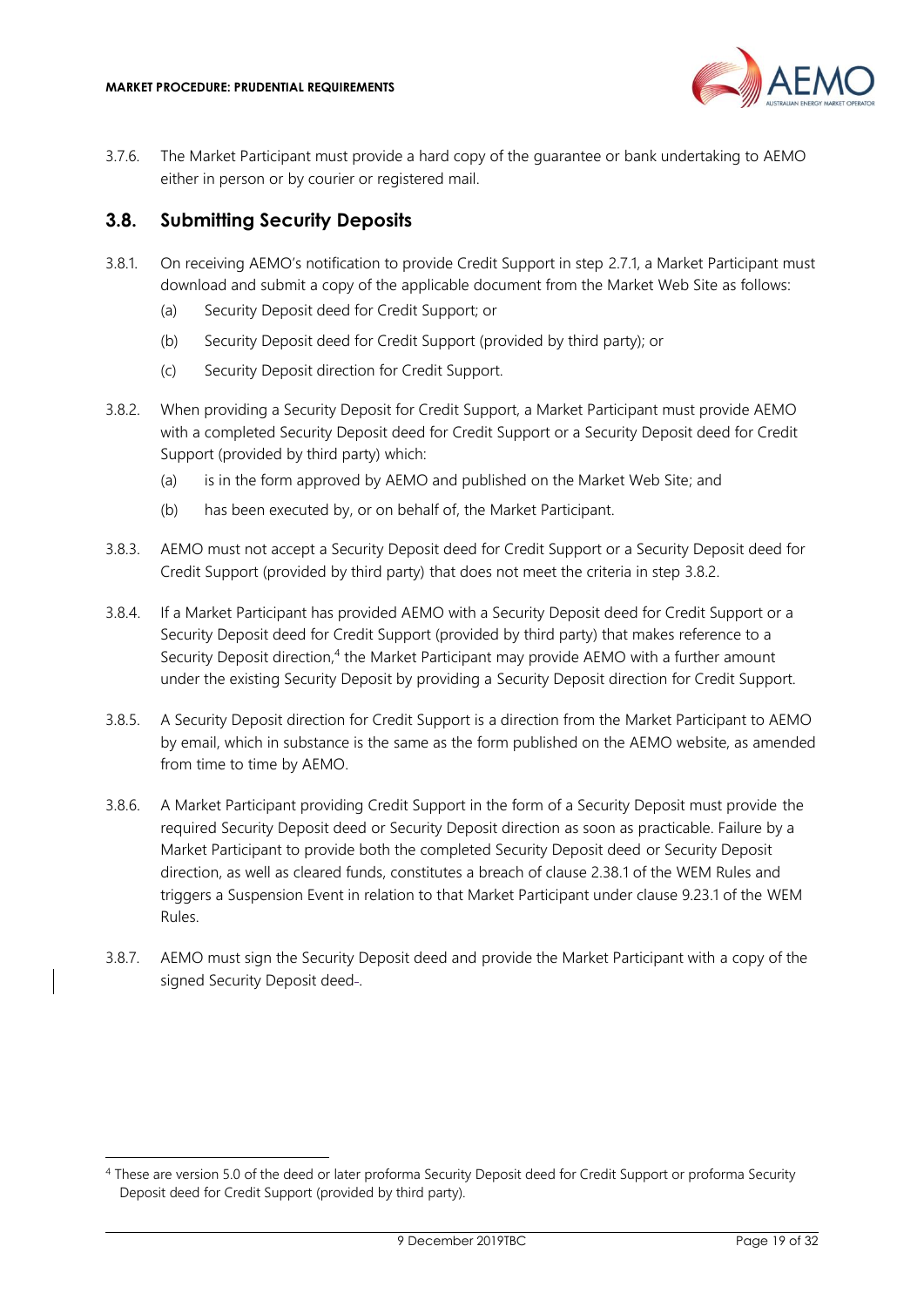3.7.6. The Market Participant must provide a hard copy of the guarantee or bank undertaking to AEMO either in person or by courier or registered mail.

## 3.8. Submitting Security Deposits

3.8.1. On receiving AEMO's notification to provide Credit Support in step 2.7.1, a Market Participant must download and submit a copy of the applicable document from the Market Web Site as follows:

- (a) Security Deposit deed for Credit Support; or
- (b) Security Deposit deed for Credit Support (provided by third party); or
- (c) Security Deposit direction for Credit Support.

3.8.2. When providing a Security Deposit for Credit Support, a Market Participant must provide AEMO with a completed Security Deposit deed for Credit Support or a Security Deposit deed for Credit Support (provided by third party) which:

- (a) is in the form approved by AEMO and published on the Market Web Site; and
- (b) has been executed by, or on behalf of, the Market Participant.

3.8.3. AEMO must not accept a Security Deposit deed for Credit Support or a Security Deposit deed for Credit Support (provided by third party) that does not meet the criteria in step 3.8.2.

3.8.4. If a Market Participant has provided AEMO with a Security Deposit deed for Credit Support or a Security Deposit deed for Credit Support (provided by third party) that makes reference to a Security Deposit direction,[4] the Market Participant may provide AEMO with a further amount under the existing Security Deposit by providing a Security Deposit direction for Credit Support.

3.8.5. A Security Deposit direction for Credit Support is a direction from the Market Participant to AEMO by email, which in substance is the same as the form published on the AEMO website, as amended from time to time by AEMO.

3.8.6. A Market Participant providing Credit Support in the form of a Security Deposit must provide the required Security Deposit deed or Security Deposit direction as soon as practicable. Failure by a Market Participant to provide both the completed Security Deposit deed or Security Deposit direction, as well as cleared funds, constitutes a breach of clause 2.38.1 of the WEM Rules and triggers a Suspension Event in relation to that Market Participant under clause 9.23.1 of the WEM Rules.

3.8.7. AEMO must sign the Security Deposit deed and provide the Market Participant with a copy of the signed Security Deposit deed-.

[4] These are version 5.0 of the deed or later proforma Security Deposit deed for Credit Support or proforma Security Deposit deed for Credit Support (provided by third party).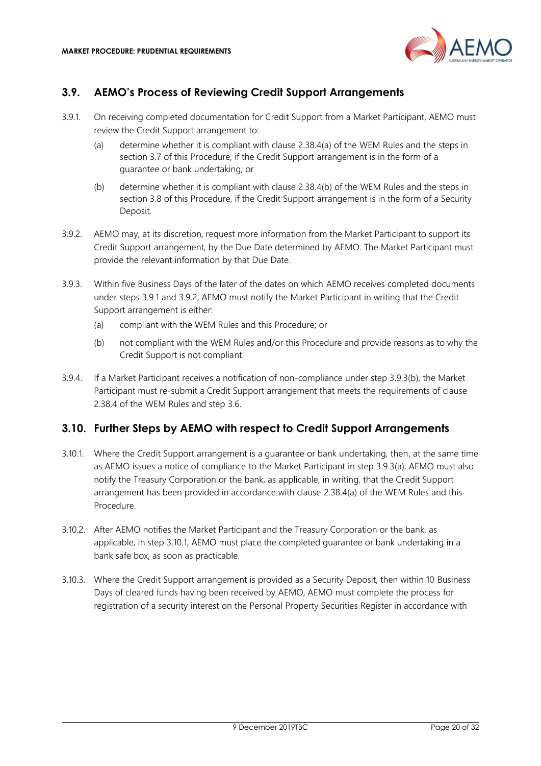## 3.9. AEMO's Process of Reviewing Credit Support Arrangements

3.9.1. On receiving completed documentation for Credit Support from a Market Participant, AEMO must review the Credit Support arrangement to:

(a) determine whether it is compliant with clause 2.38.4(a) of the WEM Rules and the steps in section 3.7 of this Procedure, if the Credit Support arrangement is in the form of a guarantee or bank undertaking; or

(b) determine whether it is compliant with clause 2.38.4(b) of the WEM Rules and the steps in section 3.8 of this Procedure, if the Credit Support arrangement is in the form of a Security Deposit.

3.9.2. AEMO may, at its discretion, request more information from the Market Participant to support its Credit Support arrangement, by the Due Date determined by AEMO. The Market Participant must provide the relevant information by that Due Date.

3.9.3. Within five Business Days of the later of the dates on which AEMO receives completed documents under steps 3.9.1 and 3.9.2, AEMO must notify the Market Participant in writing that the Credit Support arrangement is either:

(a) compliant with the WEM Rules and this Procedure; or

(b) not compliant with the WEM Rules and/or this Procedure and provide reasons as to why the Credit Support is not compliant.

3.9.4. If a Market Participant receives a notification of non-compliance under step 3.9.3(b), the Market Participant must re-submit a Credit Support arrangement that meets the requirements of clause 2.38.4 of the WEM Rules and step 3.6.

## 3.10. Further Steps by AEMO with respect to Credit Support Arrangements

3.10.1. Where the Credit Support arrangement is a guarantee or bank undertaking, then, at the same time as AEMO issues a notice of compliance to the Market Participant in step 3.9.3(a), AEMO must also notify the Treasury Corporation or the bank, as applicable, in writing, that the Credit Support arrangement has been provided in accordance with clause 2.38.4(a) of the WEM Rules and this Procedure.

3.10.2. After AEMO notifies the Market Participant and the Treasury Corporation or the bank, as applicable, in step 3.10.1, AEMO must place the completed guarantee or bank undertaking in a bank safe box, as soon as practicable.

3.10.3. Where the Credit Support arrangement is provided as a Security Deposit, then within 10 Business Days of cleared funds having been received by AEMO, AEMO must complete the process for registration of a security interest on the Personal Property Securities Register in accordance with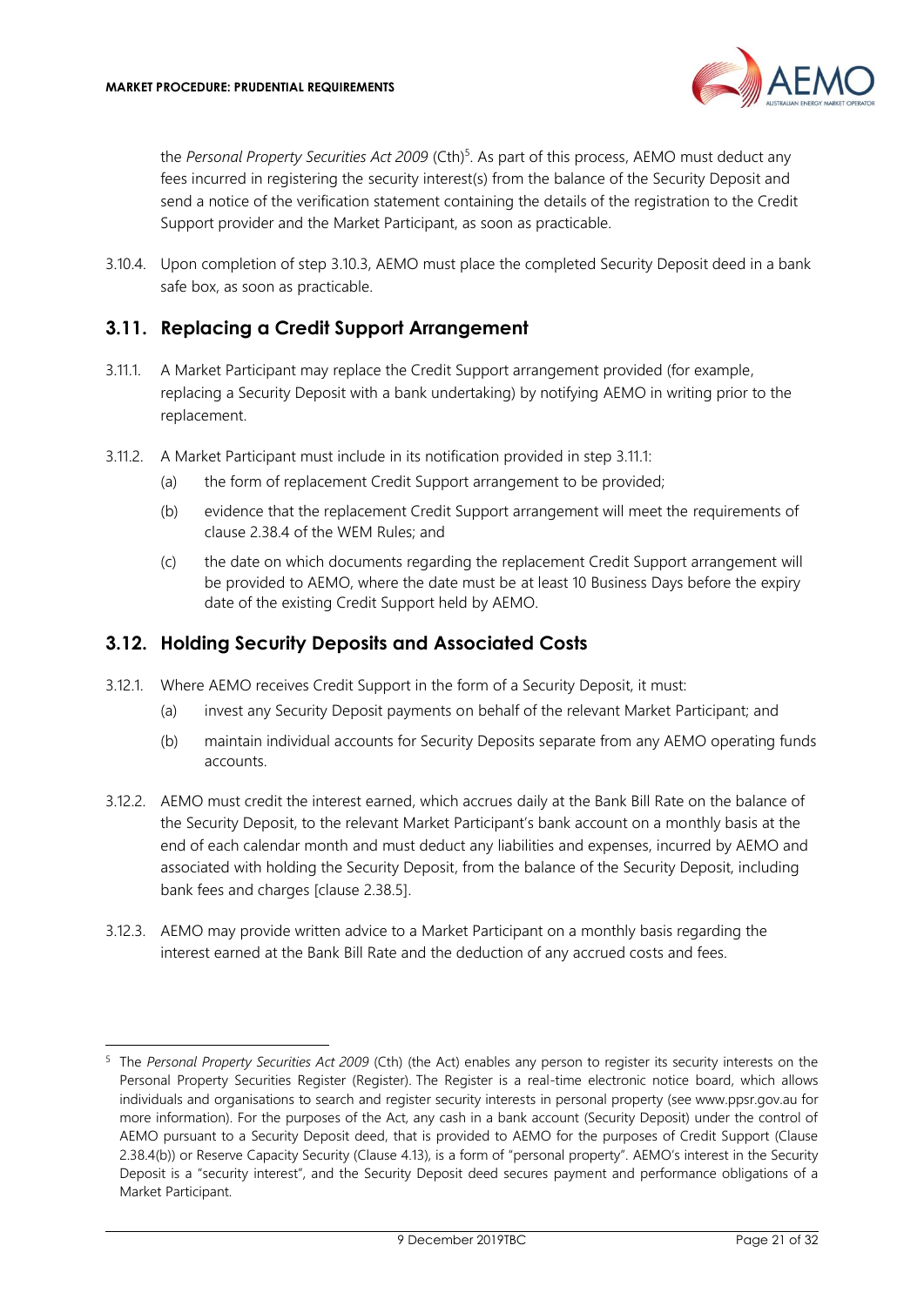the *Personal Property Securities Act 2009* (Cth)[5]. As part of this process, AEMO must deduct any fees incurred in registering the security interest(s) from the balance of the Security Deposit and send a notice of the verification statement containing the details of the registration to the Credit Support provider and the Market Participant, as soon as practicable.

3.10.4. Upon completion of step 3.10.3, AEMO must place the completed Security Deposit deed in a bank safe box, as soon as practicable.

## 3.11. Replacing a Credit Support Arrangement

3.11.1. A Market Participant may replace the Credit Support arrangement provided (for example, replacing a Security Deposit with a bank undertaking) by notifying AEMO in writing prior to the replacement.

3.11.2. A Market Participant must include in its notification provided in step 3.11.1:

(a) the form of replacement Credit Support arrangement to be provided;

(b) evidence that the replacement Credit Support arrangement will meet the requirements of clause 2.38.4 of the WEM Rules; and

(c) the date on which documents regarding the replacement Credit Support arrangement will be provided to AEMO, where the date must be at least 10 Business Days before the expiry date of the existing Credit Support held by AEMO.

## 3.12. Holding Security Deposits and Associated Costs

3.12.1. Where AEMO receives Credit Support in the form of a Security Deposit, it must:

(a) invest any Security Deposit payments on behalf of the relevant Market Participant; and

(b) maintain individual accounts for Security Deposits separate from any AEMO operating funds accounts.

3.12.2. AEMO must credit the interest earned, which accrues daily at the Bank Bill Rate on the balance of the Security Deposit, to the relevant Market Participant's bank account on a monthly basis at the end of each calendar month and must deduct any liabilities and expenses, incurred by AEMO and associated with holding the Security Deposit, from the balance of the Security Deposit, including bank fees and charges [clause 2.38.5].

3.12.3. AEMO may provide written advice to a Market Participant on a monthly basis regarding the interest earned at the Bank Bill Rate and the deduction of any accrued costs and fees.

---

[5] The *Personal Property Securities Act 2009* (Cth) (the Act) enables any person to register its security interests on the Personal Property Securities Register (Register). The Register is a real-time electronic notice board, which allows individuals and organisations to search and register security interests in personal property (see www.ppsr.gov.au for more information). For the purposes of the Act, any cash in a bank account (Security Deposit) under the control of AEMO pursuant to a Security Deposit deed, that is provided to AEMO for the purposes of Credit Support (Clause 2.38.4(b)) or Reserve Capacity Security (Clause 4.13), is a form of "personal property". AEMO's interest in the Security Deposit is a "security interest", and the Security Deposit deed secures payment and performance obligations of a Market Participant.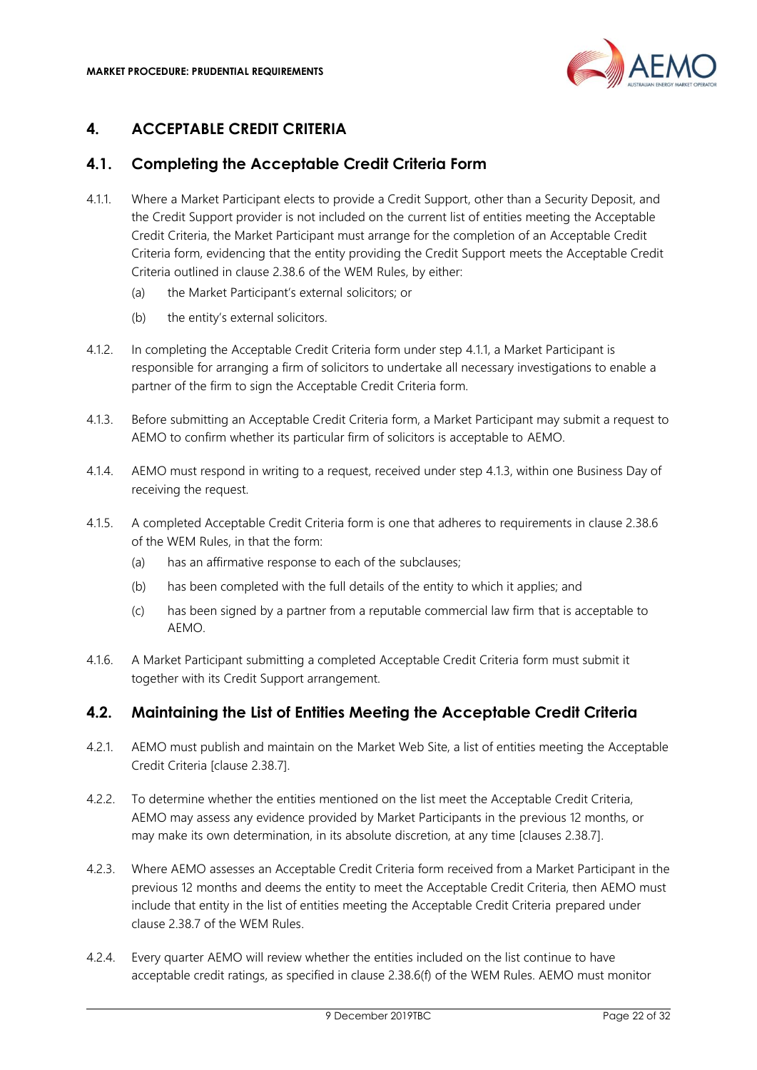## 4. ACCEPTABLE CREDIT CRITERIA

### 4.1. Completing the Acceptable Credit Criteria Form

4.1.1. Where a Market Participant elects to provide a Credit Support, other than a Security Deposit, and the Credit Support provider is not included on the current list of entities meeting the Acceptable Credit Criteria, the Market Participant must arrange for the completion of an Acceptable Credit Criteria form, evidencing that the entity providing the Credit Support meets the Acceptable Credit Criteria outlined in clause 2.38.6 of the WEM Rules, by either:

(a) the Market Participant's external solicitors; or

(b) the entity's external solicitors.

4.1.2. In completing the Acceptable Credit Criteria form under step 4.1.1, a Market Participant is responsible for arranging a firm of solicitors to undertake all necessary investigations to enable a partner of the firm to sign the Acceptable Credit Criteria form.

4.1.3. Before submitting an Acceptable Credit Criteria form, a Market Participant may submit a request to AEMO to confirm whether its particular firm of solicitors is acceptable to AEMO.

4.1.4. AEMO must respond in writing to a request, received under step 4.1.3, within one Business Day of receiving the request.

4.1.5. A completed Acceptable Credit Criteria form is one that adheres to requirements in clause 2.38.6 of the WEM Rules, in that the form:

(a) has an affirmative response to each of the subclauses;

(b) has been completed with the full details of the entity to which it applies; and

(c) has been signed by a partner from a reputable commercial law firm that is acceptable to AEMO.

4.1.6. A Market Participant submitting a completed Acceptable Credit Criteria form must submit it together with its Credit Support arrangement.

### 4.2. Maintaining the List of Entities Meeting the Acceptable Credit Criteria

4.2.1. AEMO must publish and maintain on the Market Web Site, a list of entities meeting the Acceptable Credit Criteria [clause 2.38.7].

4.2.2. To determine whether the entities mentioned on the list meet the Acceptable Credit Criteria, AEMO may assess any evidence provided by Market Participants in the previous 12 months, or may make its own determination, in its absolute discretion, at any time [clauses 2.38.7].

4.2.3. Where AEMO assesses an Acceptable Credit Criteria form received from a Market Participant in the previous 12 months and deems the entity to meet the Acceptable Credit Criteria, then AEMO must include that entity in the list of entities meeting the Acceptable Credit Criteria prepared under clause 2.38.7 of the WEM Rules.

4.2.4. Every quarter AEMO will review whether the entities included on the list continue to have acceptable credit ratings, as specified in clause 2.38.6(f) of the WEM Rules. AEMO must monitor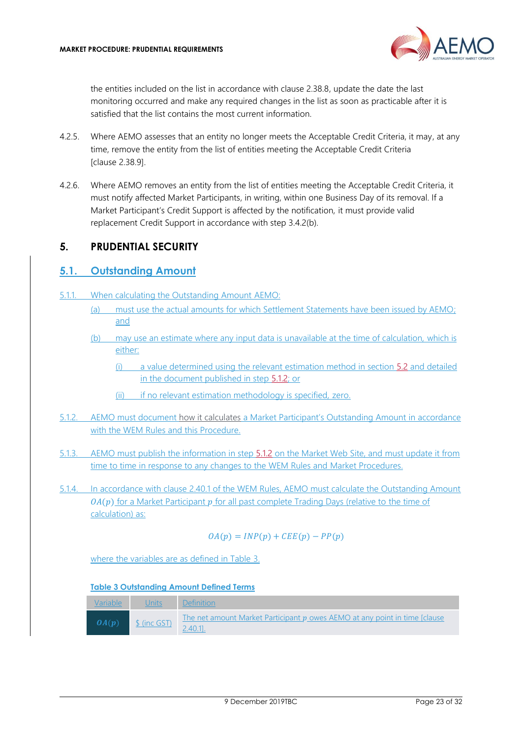the entities included on the list in accordance with clause 2.38.8, update the date the last monitoring occurred and make any required changes in the list as soon as practicable after it is satisfied that the list contains the most current information.

4.2.5. Where AEMO assesses that an entity no longer meets the Acceptable Credit Criteria, it may, at any time, remove the entity from the list of entities meeting the Acceptable Credit Criteria [clause 2.38.9].

4.2.6. Where AEMO removes an entity from the list of entities meeting the Acceptable Credit Criteria, it must notify affected Market Participants, in writing, within one Business Day of its removal. If a Market Participant's Credit Support is affected by the notification, it must provide valid replacement Credit Support in accordance with step 3.4.2(b).

# 5. PRUDENTIAL SECURITY

## 5.1. Outstanding Amount

5.1.1. When calculating the Outstanding Amount AEMO:

(a) must use the actual amounts for which Settlement Statements have been issued by AEMO; and

(b) may use an estimate where any input data is unavailable at the time of calculation, which is either:

(i) a value determined using the relevant estimation method in section 5.2 and detailed in the document published in step 5.1.2; or

(ii) if no relevant estimation methodology is specified, zero.

5.1.2. AEMO must document how it calculates a Market Participant's Outstanding Amount in accordance with the WEM Rules and this Procedure.

5.1.3. AEMO must publish the information in step 5.1.2 on the Market Web Site, and must update it from time to time in response to any changes to the WEM Rules and Market Procedures.

5.1.4. In accordance with clause 2.40.1 of the WEM Rules, AEMO must calculate the Outstanding Amount $OA(p)$ for a Market Participant $p$ for all past complete Trading Days (relative to the time of calculation) as:

$$OA(p) = INP(p) + CEE(p) - PP(p)$$

where the variables are as defined in Table 3.

**Table 3 Outstanding Amount Defined Terms**

| Variable | Units | Definition |
|---|---|---|
| $OA(p)$ | $ (inc GST) | The net amount Market Participant $p$ owes AEMO at any point in time [clause 2.40.1]. |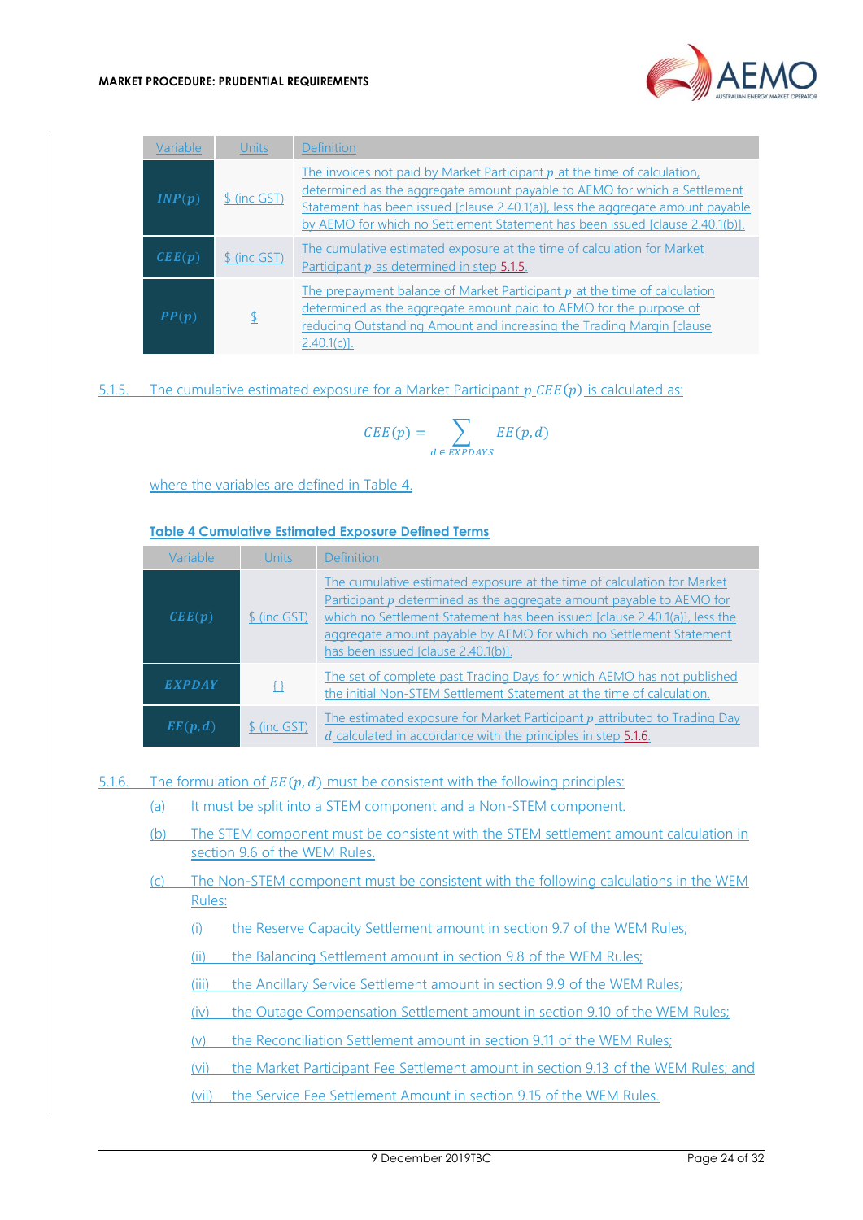| Variable | Units | Definition |
|---|---|---|
| $INP(p)$ | $ (inc GST) | The invoices not paid by Market Participant $p$ at the time of calculation, determined as the aggregate amount payable to AEMO for which a Settlement Statement has been issued [clause 2.40.1(a)], less the aggregate amount payable by AEMO for which no Settlement Statement has been issued [clause 2.40.1(b)]. |
| $CEE(p)$ | $ (inc GST) | The cumulative estimated exposure at the time of calculation for Market Participant $p$ as determined in step 5.1.5. |
| $PP(p)$ | $ | The prepayment balance of Market Participant $p$ at the time of calculation determined as the aggregate amount paid to AEMO for the purpose of reducing Outstanding Amount and increasing the Trading Margin [clause 2.40.1(c)]. |

5.1.5. The cumulative estimated exposure for a Market Participant $p$ $CEE(p)$ is calculated as:

$$CEE(p) = \sum_{d \in EXPDAYS} EE(p,d)$$

where the variables are defined in Table 4.

**Table 4 Cumulative Estimated Exposure Defined Terms**

| Variable | Units | Definition |
|---|---|---|
| $CEE(p)$ | $ (inc GST) | The cumulative estimated exposure at the time of calculation for Market Participant $p$ determined as the aggregate amount payable to AEMO for which no Settlement Statement has been issued [clause 2.40.1(a)], less the aggregate amount payable by AEMO for which no Settlement Statement has been issued [clause 2.40.1(b)]. |
| $EXPDAY$ | { } | The set of complete past Trading Days for which AEMO has not published the initial Non-STEM Settlement Statement at the time of calculation. |
| $EE(p,d)$ | $ (inc GST) | The estimated exposure for Market Participant $p$ attributed to Trading Day $d$ calculated in accordance with the principles in step 5.1.6. |

5.1.6. The formulation of $EE(p,d)$ must be consistent with the following principles:

(a) It must be split into a STEM component and a Non-STEM component.

(b) The STEM component must be consistent with the STEM settlement amount calculation in section 9.6 of the WEM Rules.

(c) The Non-STEM component must be consistent with the following calculations in the WEM Rules:

(i) the Reserve Capacity Settlement amount in section 9.7 of the WEM Rules;

(ii) the Balancing Settlement amount in section 9.8 of the WEM Rules;

(iii) the Ancillary Service Settlement amount in section 9.9 of the WEM Rules;

(iv) the Outage Compensation Settlement amount in section 9.10 of the WEM Rules;

(v) the Reconciliation Settlement amount in section 9.11 of the WEM Rules;

(vi) the Market Participant Fee Settlement amount in section 9.13 of the WEM Rules; and

(vii) the Service Fee Settlement Amount in section 9.15 of the WEM Rules.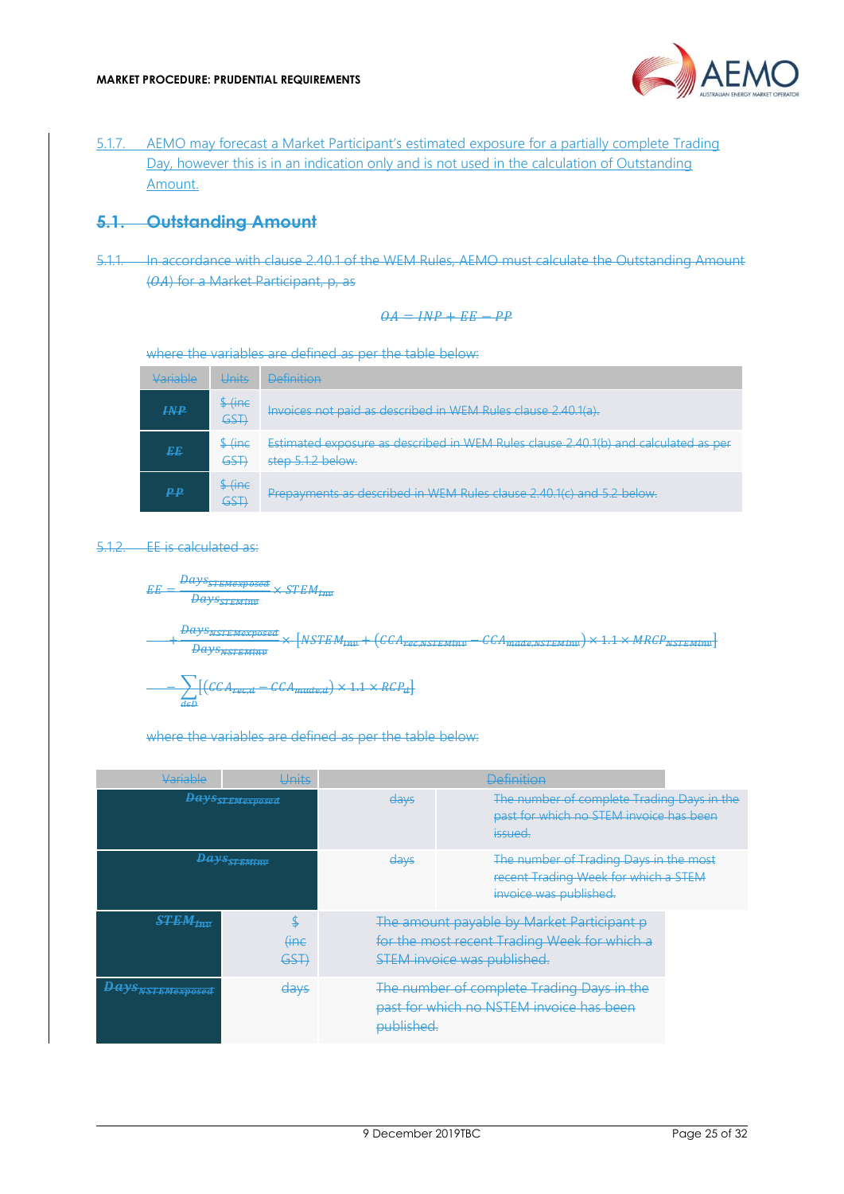5.1.7. AEMO may forecast a Market Participant's estimated exposure for a partially complete Trading Day, however this is in an indication only and is not used in the calculation of Outstanding Amount.

## ~~5.1. Outstanding Amount~~

~~5.1.1. In accordance with clause 2.40.1 of the WEM Rules, AEMO must calculate the Outstanding Amount ($OA$) for a Market Participant, p, as~~

$$OA = INP + EE - PP$$

~~where the variables are defined as per the table below:~~

| ~~Variable~~ | ~~Units~~ | ~~Definition~~ |
|---|---|---|
| ~~$INP$~~ | ~~$ (inc GST)~~ | ~~Invoices not paid as described in WEM Rules clause 2.40.1(a).~~ |
| ~~$EE$~~ | ~~$ (inc GST)~~ | ~~Estimated exposure as described in WEM Rules clause 2.40.1(b) and calculated as per step 5.1.2 below.~~ |
| ~~$PP$~~ | ~~$ (inc GST)~~ | ~~Prepayments as described in WEM Rules clause 2.40.1(c) and 5.2 below.~~ |

~~5.1.2. EE is calculated as:~~

$$EE = \frac{Days_{STEMexposed}}{Days_{STEMInv}} \times STEM_{Inv}$$

$$+ \frac{Days_{NSTEMexposed}}{Days_{NSTEMInv}} \times [NSTEM_{Inv} + (CCA_{rec,NSTEMInv} - CCA_{made,NSTEMInv}) \times 1.1 \times MRCP_{NSTEMInv}]$$

$$- \sum_{d \in D} [(CCA_{rec,d} - CCA_{made,d}) \times 1.1 \times RCP_d]$$

~~where the variables are defined as per the table below:~~

| ~~Variable~~ | ~~Units~~ | ~~Definition~~ |
|---|---|---|
| ~~$Days_{STEMexposed}$~~ | ~~days~~ | ~~The number of complete Trading Days in the past for which no STEM invoice has been issued.~~ |
| ~~$Days_{STEMInv}$~~ | ~~days~~ | ~~The number of Trading Days in the most recent Trading Week for which a STEM invoice was published.~~ |
| ~~$STEM_{Inv}$~~ | ~~$ (inc GST)~~ | ~~The amount payable by Market Participant p for the most recent Trading Week for which a STEM invoice was published.~~ |
| ~~$Days_{NSTEMexposed}$~~ | ~~days~~ | ~~The number of complete Trading Days in the past for which no NSTEM invoice has been published.~~ |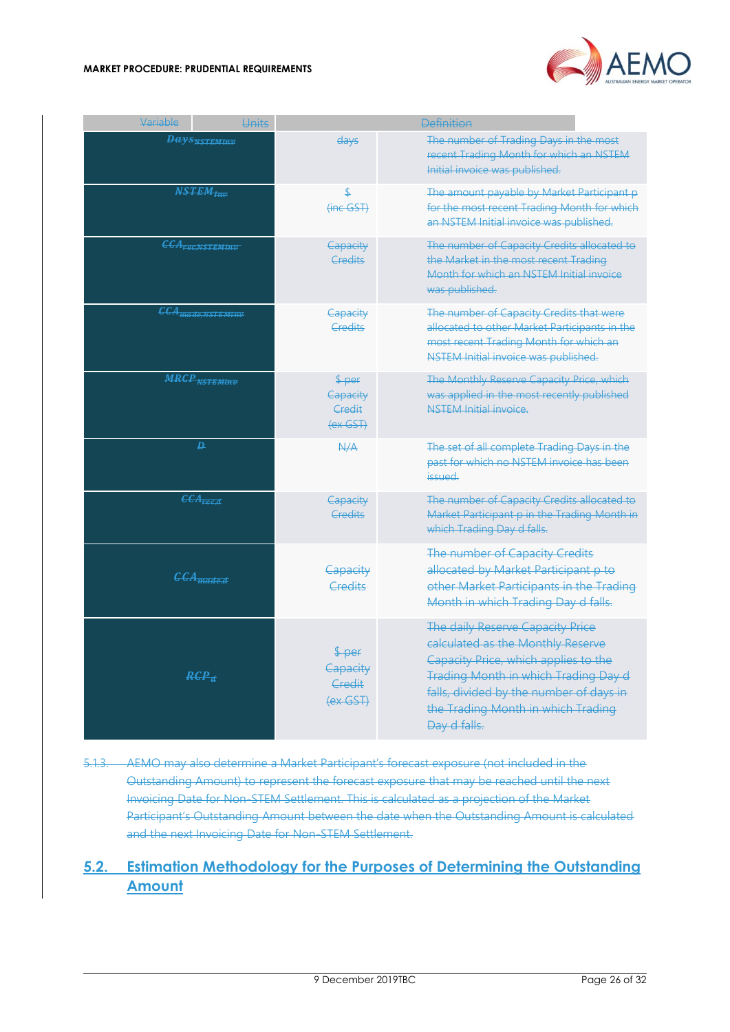| Variable | Units | Definition |
|---|---|---|
| $Days_{NSTEMInv}$ | days | The number of Trading Days in the most recent Trading Month for which an NSTEM Initial invoice was published. |
| $NSTEM_{Inv}$ | $ (inc GST) | The amount payable by Market Participant p for the most recent Trading Month for which an NSTEM Initial invoice was published. |
| $CCA_{rec,NSTEMInv}$ | Capacity Credits | The number of Capacity Credits allocated to the Market in the most recent Trading Month for which an NSTEM Initial invoice was published. |
| $CCA_{made,NSTEMInv}$ | Capacity Credits | The number of Capacity Credits that were allocated to other Market Participants in the most recent Trading Month for which an NSTEM Initial invoice was published. |
| $MRCP_{NSTEMInv}$ | $ per Capacity Credit (ex GST) | The Monthly Reserve Capacity Price, which was applied in the most recently published NSTEM Initial invoice. |
| $D$ | N/A | The set of all complete Trading Days in the past for which no NSTEM invoice has been issued. |
| $CCA_{rec,d}$ | Capacity Credits | The number of Capacity Credits allocated to Market Participant p in the Trading Month in which Trading Day d falls. |
| $CCA_{made,d}$ | Capacity Credits | The number of Capacity Credits allocated by Market Participant p to other Market Participants in the Trading Month in which Trading Day d falls. |
| $RCP_{d}$ | $ per Capacity Credit (ex GST) | The daily Reserve Capacity Price calculated as the Monthly Reserve Capacity Price, which applies to the Trading Month in which Trading Day d falls, divided by the number of days in the Trading Month in which Trading Day d falls. |

5.1.3. AEMO may also determine a Market Participant's forecast exposure (not included in the Outstanding Amount) to represent the forecast exposure that may be reached until the next Invoicing Date for Non-STEM Settlement. This is calculated as a projection of the Market Participant's Outstanding Amount between the date when the Outstanding Amount is calculated and the next Invoicing Date for Non-STEM Settlement.

## 5.2. Estimation Methodology for the Purposes of Determining the Outstanding Amount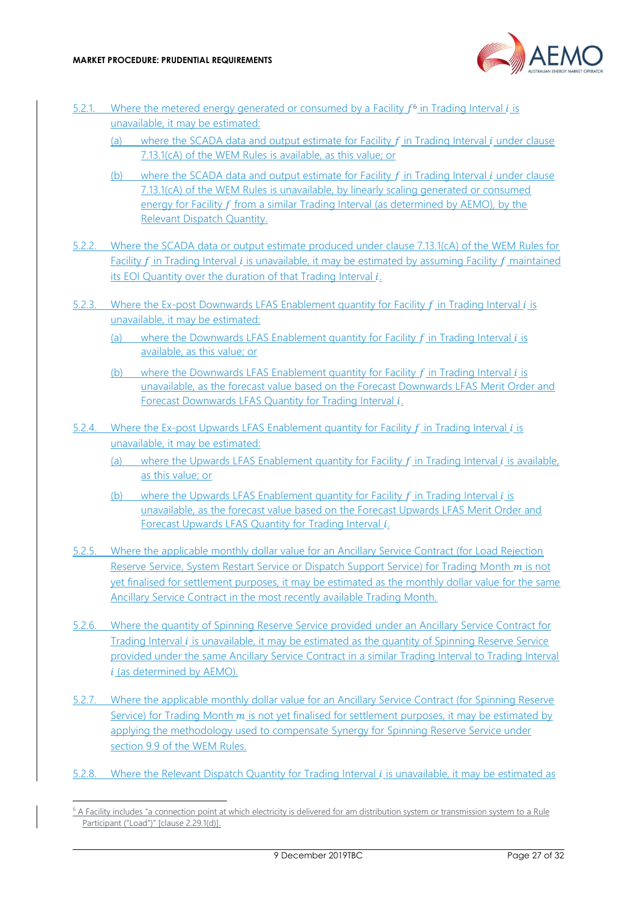5.2.1. Where the metered energy generated or consumed by a Facility $f$[6] in Trading Interval $i$ is unavailable, it may be estimated:

(a) where the SCADA data and output estimate for Facility $f$ in Trading Interval $i$ under clause 7.13.1(cA) of the WEM Rules is available, as this value; or

(b) where the SCADA data and output estimate for Facility $f$ in Trading Interval $i$ under clause 7.13.1(cA) of the WEM Rules is unavailable, by linearly scaling generated or consumed energy for Facility $f$ from a similar Trading Interval (as determined by AEMO), by the Relevant Dispatch Quantity.

5.2.2. Where the SCADA data or output estimate produced under clause 7.13.1(cA) of the WEM Rules for Facility $f$ in Trading Interval $i$ is unavailable, it may be estimated by assuming Facility $f$ maintained its EOI Quantity over the duration of that Trading Interval $i$.

5.2.3. Where the Ex-post Downwards LFAS Enablement quantity for Facility $f$ in Trading Interval $i$ is unavailable, it may be estimated:

(a) where the Downwards LFAS Enablement quantity for Facility $f$ in Trading Interval $i$ is available, as this value; or

(b) where the Downwards LFAS Enablement quantity for Facility $f$ in Trading Interval $i$ is unavailable, as the forecast value based on the Forecast Downwards LFAS Merit Order and Forecast Downwards LFAS Quantity for Trading Interval $i$.

5.2.4. Where the Ex-post Upwards LFAS Enablement quantity for Facility $f$ in Trading Interval $i$ is unavailable, it may be estimated:

(a) where the Upwards LFAS Enablement quantity for Facility $f$ in Trading Interval $i$ is available, as this value; or

(b) where the Upwards LFAS Enablement quantity for Facility $f$ in Trading Interval $i$ is unavailable, as the forecast value based on the Forecast Upwards LFAS Merit Order and Forecast Upwards LFAS Quantity for Trading Interval $i$.

5.2.5. Where the applicable monthly dollar value for an Ancillary Service Contract (for Load Rejection Reserve Service, System Restart Service or Dispatch Support Service) for Trading Month $m$ is not yet finalised for settlement purposes, it may be estimated as the monthly dollar value for the same Ancillary Service Contract in the most recently available Trading Month.

5.2.6. Where the quantity of Spinning Reserve Service provided under an Ancillary Service Contract for Trading Interval $i$ is unavailable, it may be estimated as the quantity of Spinning Reserve Service provided under the same Ancillary Service Contract in a similar Trading Interval to Trading Interval $i$ (as determined by AEMO).

5.2.7. Where the applicable monthly dollar value for an Ancillary Service Contract (for Spinning Reserve Service) for Trading Month $m$ is not yet finalised for settlement purposes, it may be estimated by applying the methodology used to compensate Synergy for Spinning Reserve Service under section 9.9 of the WEM Rules.

5.2.8. Where the Relevant Dispatch Quantity for Trading Interval $i$ is unavailable, it may be estimated as

[6] A Facility includes "a connection point at which electricity is delivered for am distribution system or transmission system to a Rule Participant ("Load")" [clause 2.29.1(d)].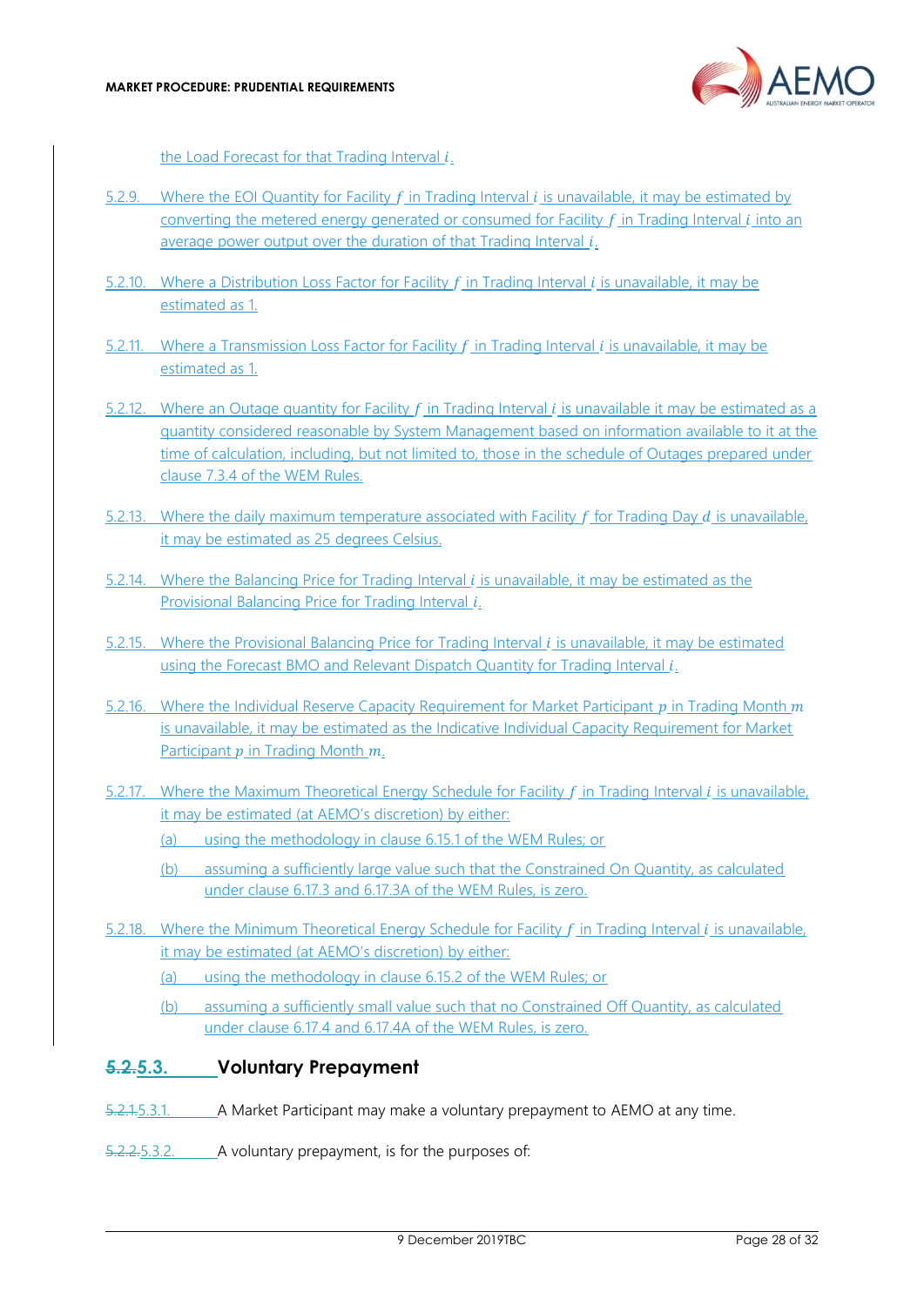the Load Forecast for that Trading Interval $i$.

5.2.9. Where the EOI Quantity for Facility $f$ in Trading Interval $i$ is unavailable, it may be estimated by converting the metered energy generated or consumed for Facility $f$ in Trading Interval $i$ into an average power output over the duration of that Trading Interval $i$.

5.2.10. Where a Distribution Loss Factor for Facility $f$ in Trading Interval $i$ is unavailable, it may be estimated as 1.

5.2.11. Where a Transmission Loss Factor for Facility $f$ in Trading Interval $i$ is unavailable, it may be estimated as 1.

5.2.12. Where an Outage quantity for Facility $f$ in Trading Interval $i$ is unavailable it may be estimated as a quantity considered reasonable by System Management based on information available to it at the time of calculation, including, but not limited to, those in the schedule of Outages prepared under clause 7.3.4 of the WEM Rules.

5.2.13. Where the daily maximum temperature associated with Facility $f$ for Trading Day $d$ is unavailable, it may be estimated as 25 degrees Celsius.

5.2.14. Where the Balancing Price for Trading Interval $i$ is unavailable, it may be estimated as the Provisional Balancing Price for Trading Interval $i$.

5.2.15. Where the Provisional Balancing Price for Trading Interval $i$ is unavailable, it may be estimated using the Forecast BMO and Relevant Dispatch Quantity for Trading Interval $i$.

5.2.16. Where the Individual Reserve Capacity Requirement for Market Participant $p$ in Trading Month $m$ is unavailable, it may be estimated as the Indicative Individual Capacity Requirement for Market Participant $p$ in Trading Month $m$.

5.2.17. Where the Maximum Theoretical Energy Schedule for Facility $f$ in Trading Interval $i$ is unavailable, it may be estimated (at AEMO's discretion) by either:

(a) using the methodology in clause 6.15.1 of the WEM Rules; or

(b) assuming a sufficiently large value such that the Constrained On Quantity, as calculated under clause 6.17.3 and 6.17.3A of the WEM Rules, is zero.

5.2.18. Where the Minimum Theoretical Energy Schedule for Facility $f$ in Trading Interval $i$ is unavailable, it may be estimated (at AEMO's discretion) by either:

(a) using the methodology in clause 6.15.2 of the WEM Rules; or

(b) assuming a sufficiently small value such that no Constrained Off Quantity, as calculated under clause 6.17.4 and 6.17.4A of the WEM Rules, is zero.

## ~~5.2.~~5.3. Voluntary Prepayment

~~5.2.1.~~5.3.1. A Market Participant may make a voluntary prepayment to AEMO at any time.

~~5.2.2.~~5.3.2. A voluntary prepayment, is for the purposes of: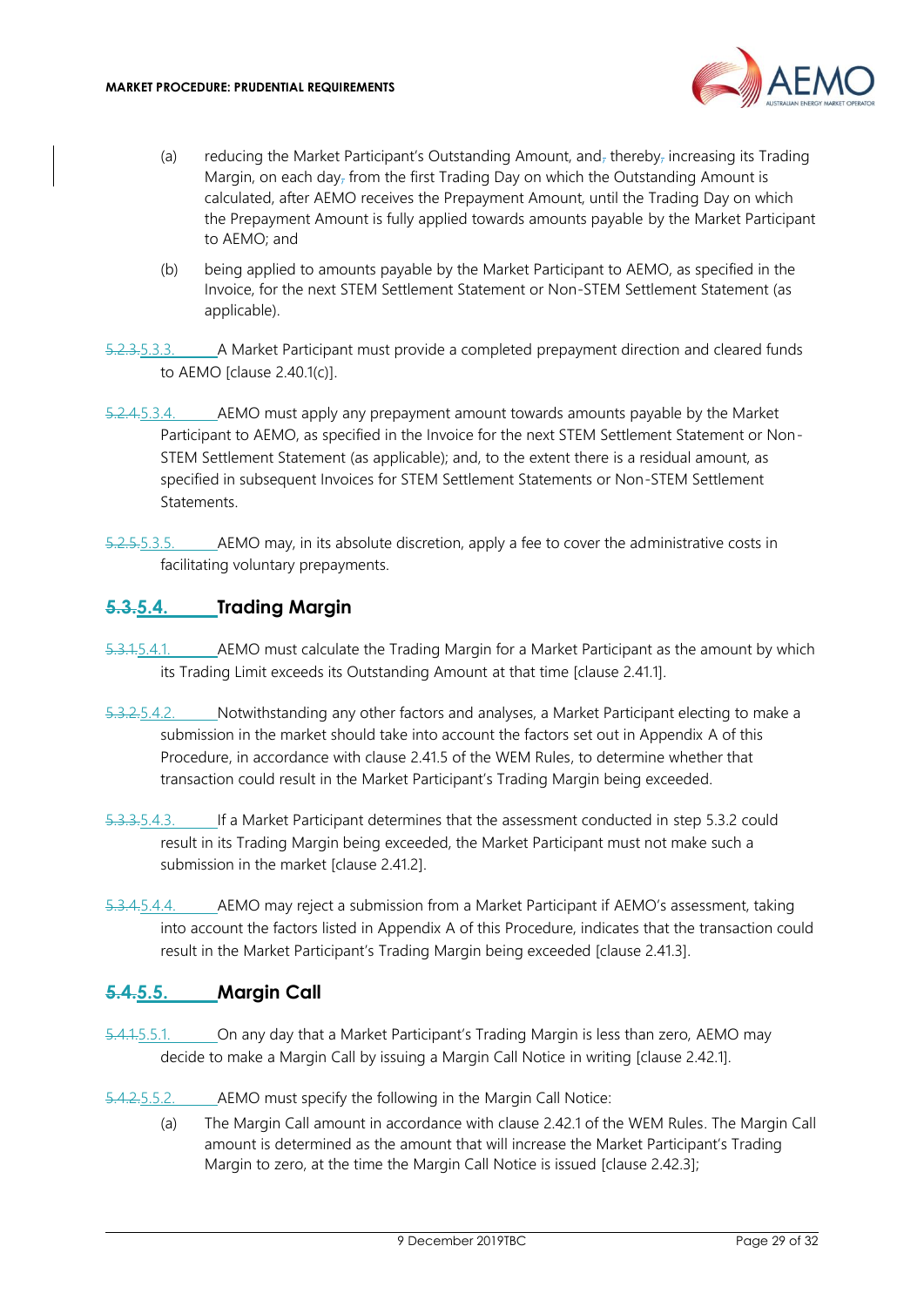(a) reducing the Market Participant's Outstanding Amount, and, thereby, increasing its Trading Margin, on each day, from the first Trading Day on which the Outstanding Amount is calculated, after AEMO receives the Prepayment Amount, until the Trading Day on which the Prepayment Amount is fully applied towards amounts payable by the Market Participant to AEMO; and

(b) being applied to amounts payable by the Market Participant to AEMO, as specified in the Invoice, for the next STEM Settlement Statement or Non-STEM Settlement Statement (as applicable).

~~5.2.3.~~5.3.3. A Market Participant must provide a completed prepayment direction and cleared funds to AEMO [clause 2.40.1(c)].

~~5.2.4.~~5.3.4. AEMO must apply any prepayment amount towards amounts payable by the Market Participant to AEMO, as specified in the Invoice for the next STEM Settlement Statement or Non-STEM Settlement Statement (as applicable); and, to the extent there is a residual amount, as specified in subsequent Invoices for STEM Settlement Statements or Non-STEM Settlement Statements.

~~5.2.5.~~5.3.5. AEMO may, in its absolute discretion, apply a fee to cover the administrative costs in facilitating voluntary prepayments.

## ~~5.3.~~5.4. Trading Margin

~~5.3.1.~~5.4.1. AEMO must calculate the Trading Margin for a Market Participant as the amount by which its Trading Limit exceeds its Outstanding Amount at that time [clause 2.41.1].

~~5.3.2.~~5.4.2. Notwithstanding any other factors and analyses, a Market Participant electing to make a submission in the market should take into account the factors set out in Appendix A of this Procedure, in accordance with clause 2.41.5 of the WEM Rules, to determine whether that transaction could result in the Market Participant's Trading Margin being exceeded.

~~5.3.3.~~5.4.3. If a Market Participant determines that the assessment conducted in step 5.3.2 could result in its Trading Margin being exceeded, the Market Participant must not make such a submission in the market [clause 2.41.2].

~~5.3.4.~~5.4.4. AEMO may reject a submission from a Market Participant if AEMO's assessment, taking into account the factors listed in Appendix A of this Procedure, indicates that the transaction could result in the Market Participant's Trading Margin being exceeded [clause 2.41.3].

## ~~5.4.~~5.5. Margin Call

~~5.4.1.~~5.5.1. On any day that a Market Participant's Trading Margin is less than zero, AEMO may decide to make a Margin Call by issuing a Margin Call Notice in writing [clause 2.42.1].

~~5.4.2.~~5.5.2. AEMO must specify the following in the Margin Call Notice:

(a) The Margin Call amount in accordance with clause 2.42.1 of the WEM Rules. The Margin Call amount is determined as the amount that will increase the Market Participant's Trading Margin to zero, at the time the Margin Call Notice is issued [clause 2.42.3];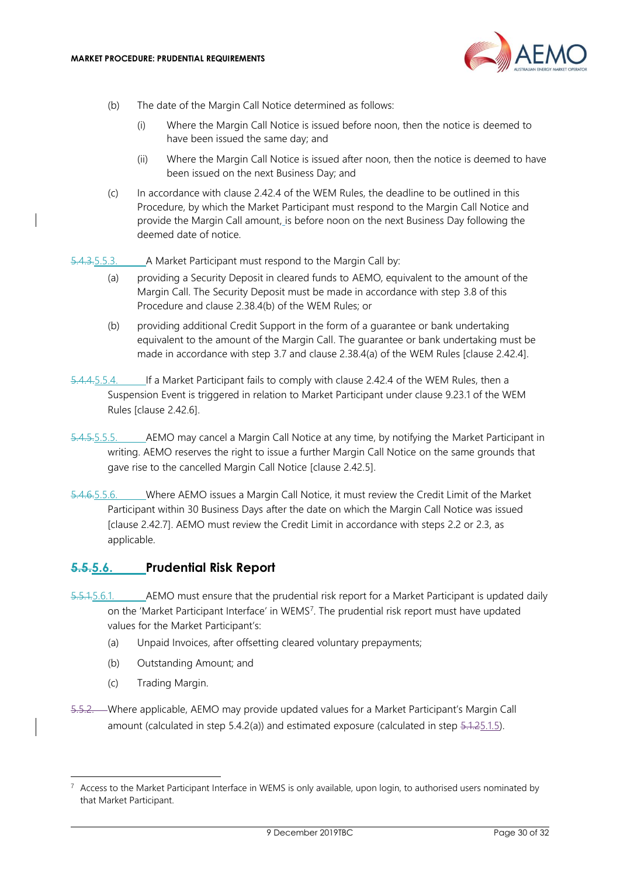(b) The date of the Margin Call Notice determined as follows:

(i) Where the Margin Call Notice is issued before noon, then the notice is deemed to have been issued the same day; and

(ii) Where the Margin Call Notice is issued after noon, then the notice is deemed to have been issued on the next Business Day; and

(c) In accordance with clause 2.42.4 of the WEM Rules, the deadline to be outlined in this Procedure, by which the Market Participant must respond to the Margin Call Notice and provide the Margin Call amount, is before noon on the next Business Day following the deemed date of notice.

~~5.4.3.~~5.5.3. A Market Participant must respond to the Margin Call by:

(a) providing a Security Deposit in cleared funds to AEMO, equivalent to the amount of the Margin Call. The Security Deposit must be made in accordance with step 3.8 of this Procedure and clause 2.38.4(b) of the WEM Rules; or

(b) providing additional Credit Support in the form of a guarantee or bank undertaking equivalent to the amount of the Margin Call. The guarantee or bank undertaking must be made in accordance with step 3.7 and clause 2.38.4(a) of the WEM Rules [clause 2.42.4].

~~5.4.4.~~5.5.4. If a Market Participant fails to comply with clause 2.42.4 of the WEM Rules, then a Suspension Event is triggered in relation to Market Participant under clause 9.23.1 of the WEM Rules [clause 2.42.6].

~~5.4.5.~~5.5.5. AEMO may cancel a Margin Call Notice at any time, by notifying the Market Participant in writing. AEMO reserves the right to issue a further Margin Call Notice on the same grounds that gave rise to the cancelled Margin Call Notice [clause 2.42.5].

~~5.4.6.~~5.5.6. Where AEMO issues a Margin Call Notice, it must review the Credit Limit of the Market Participant within 30 Business Days after the date on which the Margin Call Notice was issued [clause 2.42.7]. AEMO must review the Credit Limit in accordance with steps 2.2 or 2.3, as applicable.

## ~~5.5.~~5.6. Prudential Risk Report

~~5.5.1.~~5.6.1. AEMO must ensure that the prudential risk report for a Market Participant is updated daily on the 'Market Participant Interface' in WEMS[7]. The prudential risk report must have updated values for the Market Participant's:

(a) Unpaid Invoices, after offsetting cleared voluntary prepayments;

(b) Outstanding Amount; and

(c) Trading Margin.

~~5.5.2.~~ Where applicable, AEMO may provide updated values for a Market Participant's Margin Call amount (calculated in step 5.4.2(a)) and estimated exposure (calculated in step ~~5.1.2~~5.1.5).

---

[7] Access to the Market Participant Interface in WEMS is only available, upon login, to authorised users nominated by that Market Participant.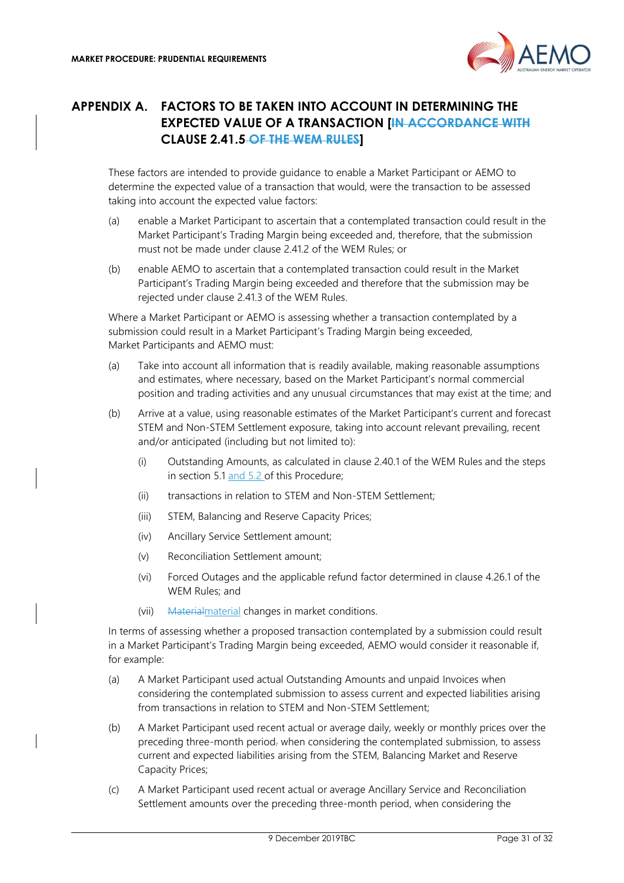# APPENDIX A. FACTORS TO BE TAKEN INTO ACCOUNT IN DETERMINING THE EXPECTED VALUE OF A TRANSACTION [~~IN ACCORDANCE WITH~~ CLAUSE 2.41.5 ~~OF THE WEM RULES~~]

These factors are intended to provide guidance to enable a Market Participant or AEMO to determine the expected value of a transaction that would, were the transaction to be assessed taking into account the expected value factors:

(a) enable a Market Participant to ascertain that a contemplated transaction could result in the Market Participant's Trading Margin being exceeded and, therefore, that the submission must not be made under clause 2.41.2 of the WEM Rules; or

(b) enable AEMO to ascertain that a contemplated transaction could result in the Market Participant's Trading Margin being exceeded and therefore that the submission may be rejected under clause 2.41.3 of the WEM Rules.

Where a Market Participant or AEMO is assessing whether a transaction contemplated by a submission could result in a Market Participant's Trading Margin being exceeded, Market Participants and AEMO must:

(a) Take into account all information that is readily available, making reasonable assumptions and estimates, where necessary, based on the Market Participant's normal commercial position and trading activities and any unusual circumstances that may exist at the time; and

(b) Arrive at a value, using reasonable estimates of the Market Participant's current and forecast STEM and Non-STEM Settlement exposure, taking into account relevant prevailing, recent and/or anticipated (including but not limited to):

  (i) Outstanding Amounts, as calculated in clause 2.40.1 of the WEM Rules and the steps in section 5.1 and 5.2 of this Procedure;

  (ii) transactions in relation to STEM and Non-STEM Settlement;

  (iii) STEM, Balancing and Reserve Capacity Prices;

  (iv) Ancillary Service Settlement amount;

  (v) Reconciliation Settlement amount;

  (vi) Forced Outages and the applicable refund factor determined in clause 4.26.1 of the WEM Rules; and

  (vii) ~~Material~~material changes in market conditions.

In terms of assessing whether a proposed transaction contemplated by a submission could result in a Market Participant's Trading Margin being exceeded, AEMO would consider it reasonable if, for example:

(a) A Market Participant used actual Outstanding Amounts and unpaid Invoices when considering the contemplated submission to assess current and expected liabilities arising from transactions in relation to STEM and Non-STEM Settlement;

(b) A Market Participant used recent actual or average daily, weekly or monthly prices over the preceding three-month period~~,~~ when considering the contemplated submission, to assess current and expected liabilities arising from the STEM, Balancing Market and Reserve Capacity Prices;

(c) A Market Participant used recent actual or average Ancillary Service and Reconciliation Settlement amounts over the preceding three-month period, when considering the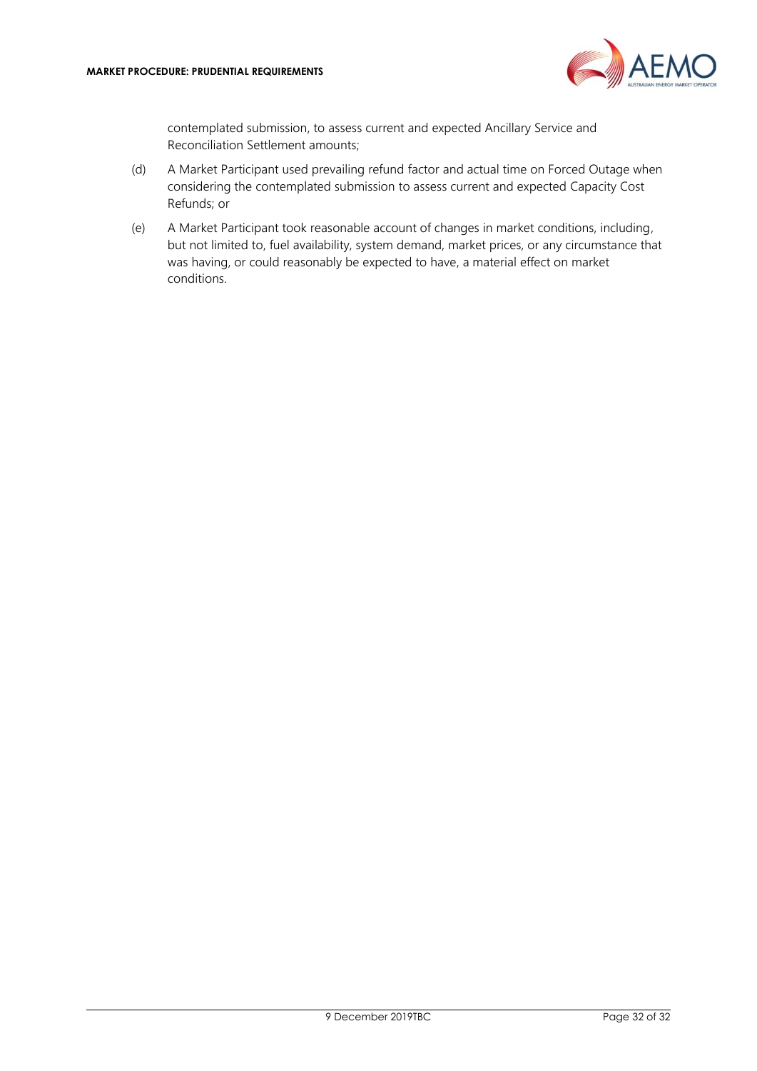contemplated submission, to assess current and expected Ancillary Service and Reconciliation Settlement amounts;

(d) A Market Participant used prevailing refund factor and actual time on Forced Outage when considering the contemplated submission to assess current and expected Capacity Cost Refunds; or

(e) A Market Participant took reasonable account of changes in market conditions, including, but not limited to, fuel availability, system demand, market prices, or any circumstance that was having, or could reasonably be expected to have, a material effect on market conditions.